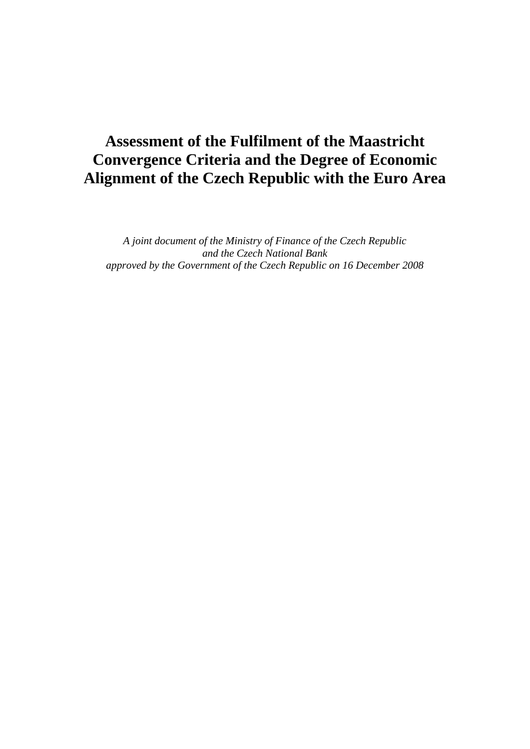# Assessment of the Fulfilment of the Maastricht Convergence Criteria and the Degree of Economic Alignment of the Czech Republic with the Euro Area

*A joint document of the Ministry of Finance of the Czech Republic*
*and the Czech National Bank*
*approved by the Government of the Czech Republic on 16 December 2008*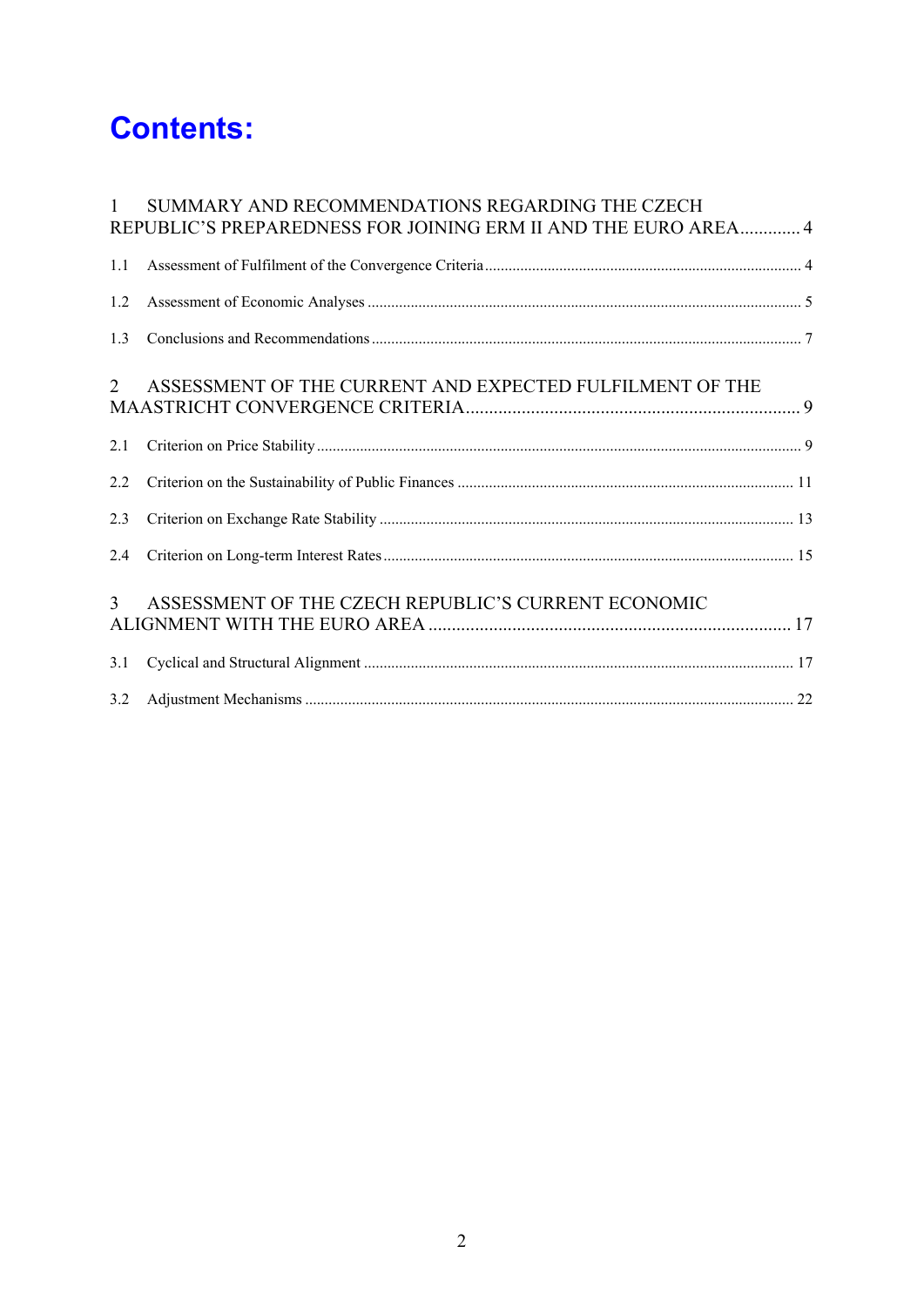# Contents:

1 SUMMARY AND RECOMMENDATIONS REGARDING THE CZECH REPUBLIC'S PREPAREDNESS FOR JOINING ERM II AND THE EURO AREA............ 4

1.1 Assessment of Fulfilment of the Convergence Criteria ................................................................................ 4

1.2 Assessment of Economic Analyses ............................................................................................................... 5

1.3 Conclusions and Recommendations ............................................................................................................. 7

2 ASSESSMENT OF THE CURRENT AND EXPECTED FULFILMENT OF THE MAASTRICHT CONVERGENCE CRITERIA....................................................................... 9

2.1 Criterion on Price Stability ........................................................................................................................... 9

2.2 Criterion on the Sustainability of Public Finances ..................................................................................... 11

2.3 Criterion on Exchange Rate Stability ......................................................................................................... 13

2.4 Criterion on Long-term Interest Rates ........................................................................................................ 15

3 ASSESSMENT OF THE CZECH REPUBLIC'S CURRENT ECONOMIC ALIGNMENT WITH THE EURO AREA ............................................................................. 17

3.1 Cyclical and Structural Alignment ............................................................................................................. 17

3.2 Adjustment Mechanisms ............................................................................................................................ 22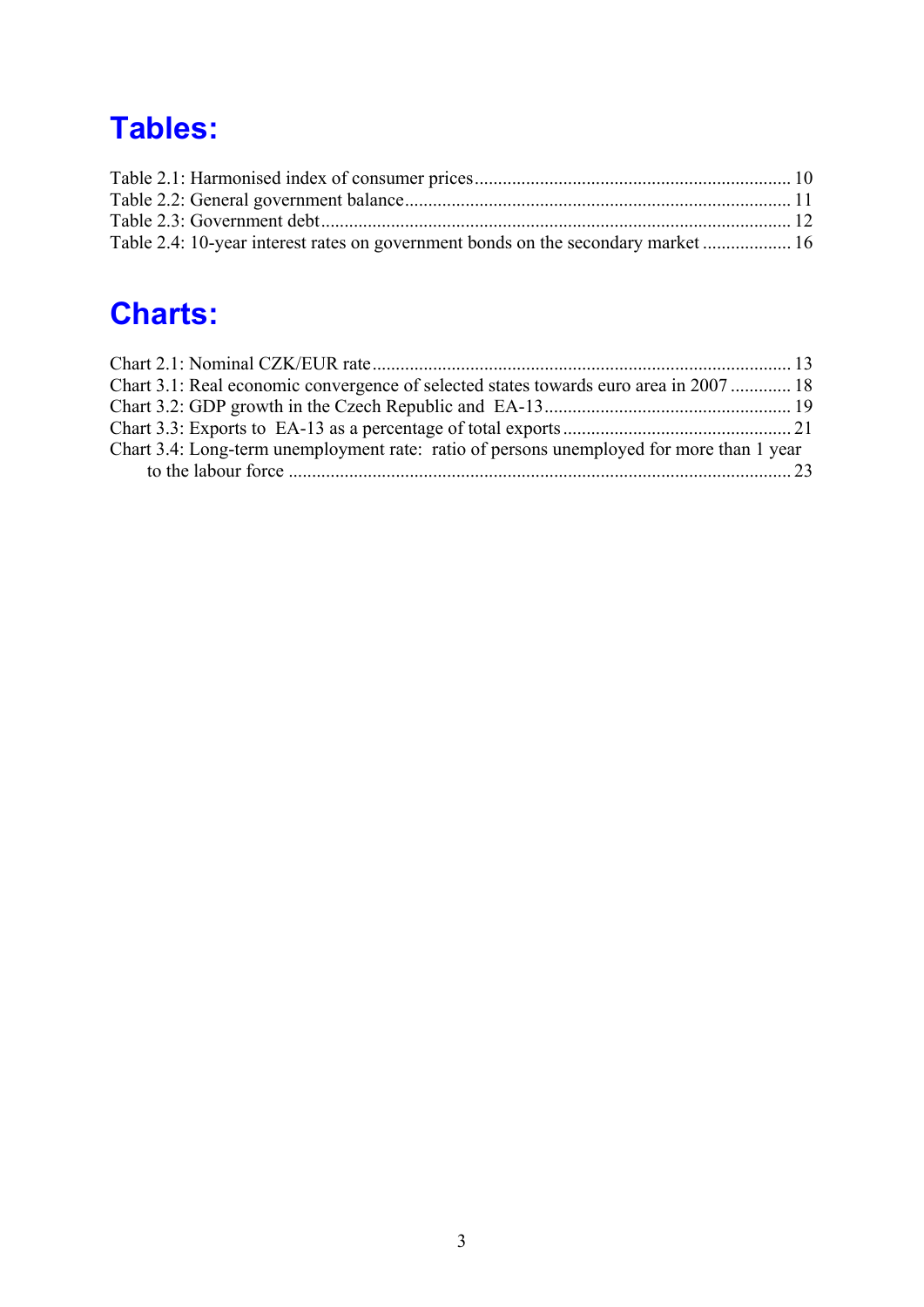# Tables:

Table 2.1: Harmonised index of consumer prices ........................................................................ 10
Table 2.2: General government balance ........................................................................ 11
Table 2.3: Government debt ........................................................................ 12
Table 2.4: 10-year interest rates on government bonds on the secondary market .................. 16

# Charts:

Chart 2.1: Nominal CZK/EUR rate ........................................................................ 13
Chart 3.1: Real economic convergence of selected states towards euro area in 2007 ............ 18
Chart 3.2: GDP growth in the Czech Republic and EA-13 ........................................................ 19
Chart 3.3: Exports to EA-13 as a percentage of total exports ................................................ 21
Chart 3.4: Long-term unemployment rate: ratio of persons unemployed for more than 1 year to the labour force ........................................................................ 23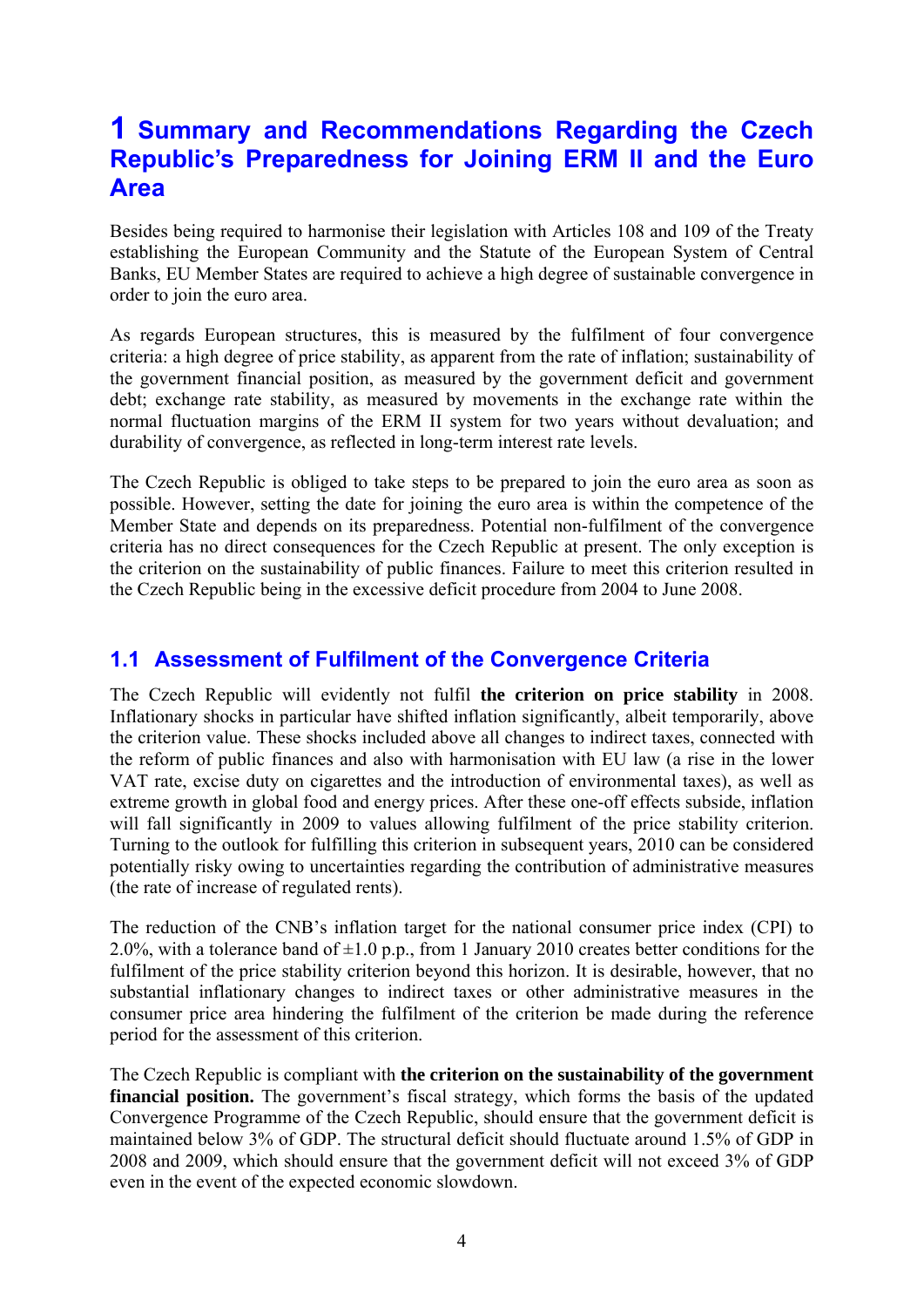# 1 Summary and Recommendations Regarding the Czech Republic's Preparedness for Joining ERM II and the Euro Area

Besides being required to harmonise their legislation with Articles 108 and 109 of the Treaty establishing the European Community and the Statute of the European System of Central Banks, EU Member States are required to achieve a high degree of sustainable convergence in order to join the euro area.

As regards European structures, this is measured by the fulfilment of four convergence criteria: a high degree of price stability, as apparent from the rate of inflation; sustainability of the government financial position, as measured by the government deficit and government debt; exchange rate stability, as measured by movements in the exchange rate within the normal fluctuation margins of the ERM II system for two years without devaluation; and durability of convergence, as reflected in long-term interest rate levels.

The Czech Republic is obliged to take steps to be prepared to join the euro area as soon as possible. However, setting the date for joining the euro area is within the competence of the Member State and depends on its preparedness. Potential non-fulfilment of the convergence criteria has no direct consequences for the Czech Republic at present. The only exception is the criterion on the sustainability of public finances. Failure to meet this criterion resulted in the Czech Republic being in the excessive deficit procedure from 2004 to June 2008.

## 1.1 Assessment of Fulfilment of the Convergence Criteria

The Czech Republic will evidently not fulfil **the criterion on price stability** in 2008. Inflationary shocks in particular have shifted inflation significantly, albeit temporarily, above the criterion value. These shocks included above all changes to indirect taxes, connected with the reform of public finances and also with harmonisation with EU law (a rise in the lower VAT rate, excise duty on cigarettes and the introduction of environmental taxes), as well as extreme growth in global food and energy prices. After these one-off effects subside, inflation will fall significantly in 2009 to values allowing fulfilment of the price stability criterion. Turning to the outlook for fulfilling this criterion in subsequent years, 2010 can be considered potentially risky owing to uncertainties regarding the contribution of administrative measures (the rate of increase of regulated rents).

The reduction of the CNB's inflation target for the national consumer price index (CPI) to 2.0%, with a tolerance band of ±1.0 p.p., from 1 January 2010 creates better conditions for the fulfilment of the price stability criterion beyond this horizon. It is desirable, however, that no substantial inflationary changes to indirect taxes or other administrative measures in the consumer price area hindering the fulfilment of the criterion be made during the reference period for the assessment of this criterion.

The Czech Republic is compliant with **the criterion on the sustainability of the government financial position.** The government's fiscal strategy, which forms the basis of the updated Convergence Programme of the Czech Republic, should ensure that the government deficit is maintained below 3% of GDP. The structural deficit should fluctuate around 1.5% of GDP in 2008 and 2009, which should ensure that the government deficit will not exceed 3% of GDP even in the event of the expected economic slowdown.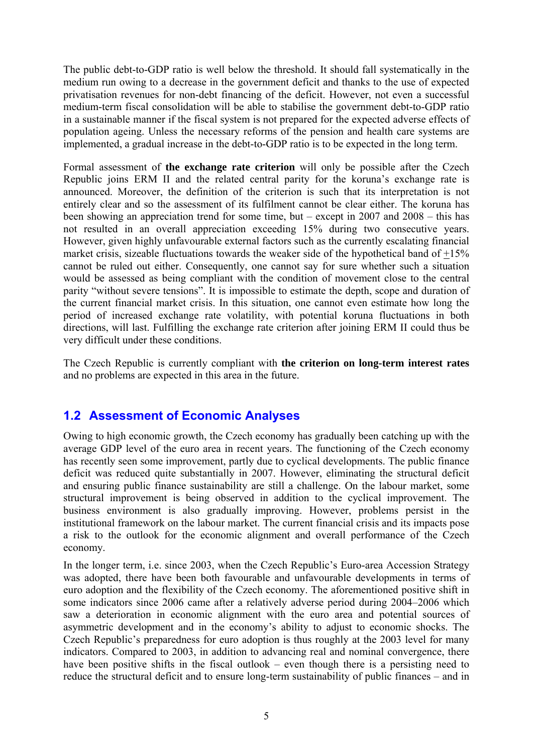The public debt-to-GDP ratio is well below the threshold. It should fall systematically in the medium run owing to a decrease in the government deficit and thanks to the use of expected privatisation revenues for non-debt financing of the deficit. However, not even a successful medium-term fiscal consolidation will be able to stabilise the government debt-to-GDP ratio in a sustainable manner if the fiscal system is not prepared for the expected adverse effects of population ageing. Unless the necessary reforms of the pension and health care systems are implemented, a gradual increase in the debt-to-GDP ratio is to be expected in the long term.

Formal assessment of **the exchange rate criterion** will only be possible after the Czech Republic joins ERM II and the related central parity for the koruna's exchange rate is announced. Moreover, the definition of the criterion is such that its interpretation is not entirely clear and so the assessment of its fulfilment cannot be clear either. The koruna has been showing an appreciation trend for some time, but – except in 2007 and 2008 – this has not resulted in an overall appreciation exceeding 15% during two consecutive years. However, given highly unfavourable external factors such as the currently escalating financial market crisis, sizeable fluctuations towards the weaker side of the hypothetical band of ±15% cannot be ruled out either. Consequently, one cannot say for sure whether such a situation would be assessed as being compliant with the condition of movement close to the central parity "without severe tensions". It is impossible to estimate the depth, scope and duration of the current financial market crisis. In this situation, one cannot even estimate how long the period of increased exchange rate volatility, with potential koruna fluctuations in both directions, will last. Fulfilling the exchange rate criterion after joining ERM II could thus be very difficult under these conditions.

The Czech Republic is currently compliant with **the criterion on long-term interest rates** and no problems are expected in this area in the future.

## 1.2 Assessment of Economic Analyses

Owing to high economic growth, the Czech economy has gradually been catching up with the average GDP level of the euro area in recent years. The functioning of the Czech economy has recently seen some improvement, partly due to cyclical developments. The public finance deficit was reduced quite substantially in 2007. However, eliminating the structural deficit and ensuring public finance sustainability are still a challenge. On the labour market, some structural improvement is being observed in addition to the cyclical improvement. The business environment is also gradually improving. However, problems persist in the institutional framework on the labour market. The current financial crisis and its impacts pose a risk to the outlook for the economic alignment and overall performance of the Czech economy.

In the longer term, i.e. since 2003, when the Czech Republic's Euro-area Accession Strategy was adopted, there have been both favourable and unfavourable developments in terms of euro adoption and the flexibility of the Czech economy. The aforementioned positive shift in some indicators since 2006 came after a relatively adverse period during 2004–2006 which saw a deterioration in economic alignment with the euro area and potential sources of asymmetric development and in the economy's ability to adjust to economic shocks. The Czech Republic's preparedness for euro adoption is thus roughly at the 2003 level for many indicators. Compared to 2003, in addition to advancing real and nominal convergence, there have been positive shifts in the fiscal outlook – even though there is a persisting need to reduce the structural deficit and to ensure long-term sustainability of public finances – and in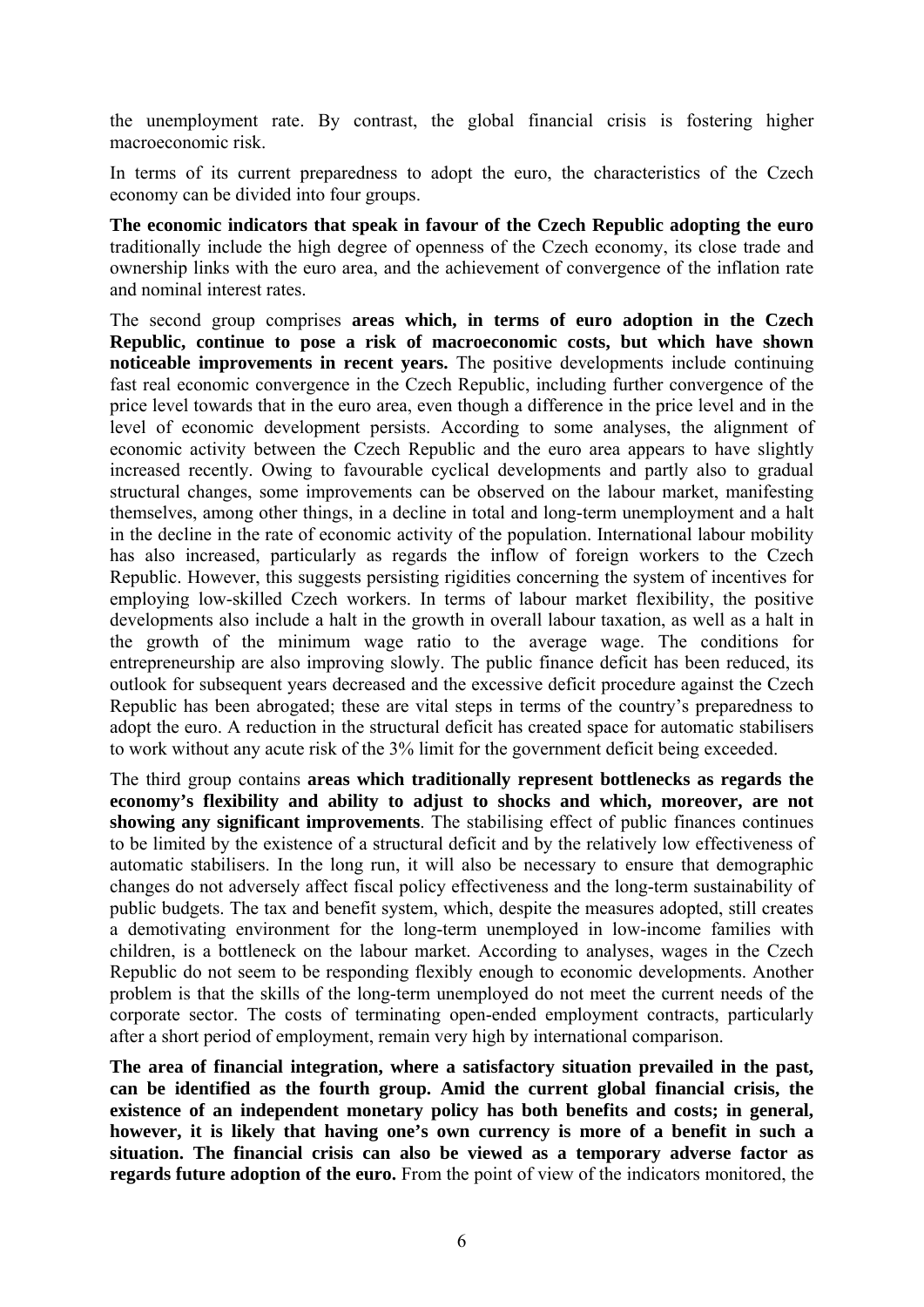the unemployment rate. By contrast, the global financial crisis is fostering higher macroeconomic risk.

In terms of its current preparedness to adopt the euro, the characteristics of the Czech economy can be divided into four groups.

**The economic indicators that speak in favour of the Czech Republic adopting the euro** traditionally include the high degree of openness of the Czech economy, its close trade and ownership links with the euro area, and the achievement of convergence of the inflation rate and nominal interest rates.

The second group comprises **areas which, in terms of euro adoption in the Czech Republic, continue to pose a risk of macroeconomic costs, but which have shown noticeable improvements in recent years.** The positive developments include continuing fast real economic convergence in the Czech Republic, including further convergence of the price level towards that in the euro area, even though a difference in the price level and in the level of economic development persists. According to some analyses, the alignment of economic activity between the Czech Republic and the euro area appears to have slightly increased recently. Owing to favourable cyclical developments and partly also to gradual structural changes, some improvements can be observed on the labour market, manifesting themselves, among other things, in a decline in total and long-term unemployment and a halt in the decline in the rate of economic activity of the population. International labour mobility has also increased, particularly as regards the inflow of foreign workers to the Czech Republic. However, this suggests persisting rigidities concerning the system of incentives for employing low-skilled Czech workers. In terms of labour market flexibility, the positive developments also include a halt in the growth in overall labour taxation, as well as a halt in the growth of the minimum wage ratio to the average wage. The conditions for entrepreneurship are also improving slowly. The public finance deficit has been reduced, its outlook for subsequent years decreased and the excessive deficit procedure against the Czech Republic has been abrogated; these are vital steps in terms of the country's preparedness to adopt the euro. A reduction in the structural deficit has created space for automatic stabilisers to work without any acute risk of the 3% limit for the government deficit being exceeded.

The third group contains **areas which traditionally represent bottlenecks as regards the economy's flexibility and ability to adjust to shocks and which, moreover, are not showing any significant improvements**. The stabilising effect of public finances continues to be limited by the existence of a structural deficit and by the relatively low effectiveness of automatic stabilisers. In the long run, it will also be necessary to ensure that demographic changes do not adversely affect fiscal policy effectiveness and the long-term sustainability of public budgets. The tax and benefit system, which, despite the measures adopted, still creates a demotivating environment for the long-term unemployed in low-income families with children, is a bottleneck on the labour market. According to analyses, wages in the Czech Republic do not seem to be responding flexibly enough to economic developments. Another problem is that the skills of the long-term unemployed do not meet the current needs of the corporate sector. The costs of terminating open-ended employment contracts, particularly after a short period of employment, remain very high by international comparison.

**The area of financial integration, where a satisfactory situation prevailed in the past, can be identified as the fourth group. Amid the current global financial crisis, the existence of an independent monetary policy has both benefits and costs; in general, however, it is likely that having one's own currency is more of a benefit in such a situation. The financial crisis can also be viewed as a temporary adverse factor as regards future adoption of the euro.** From the point of view of the indicators monitored, the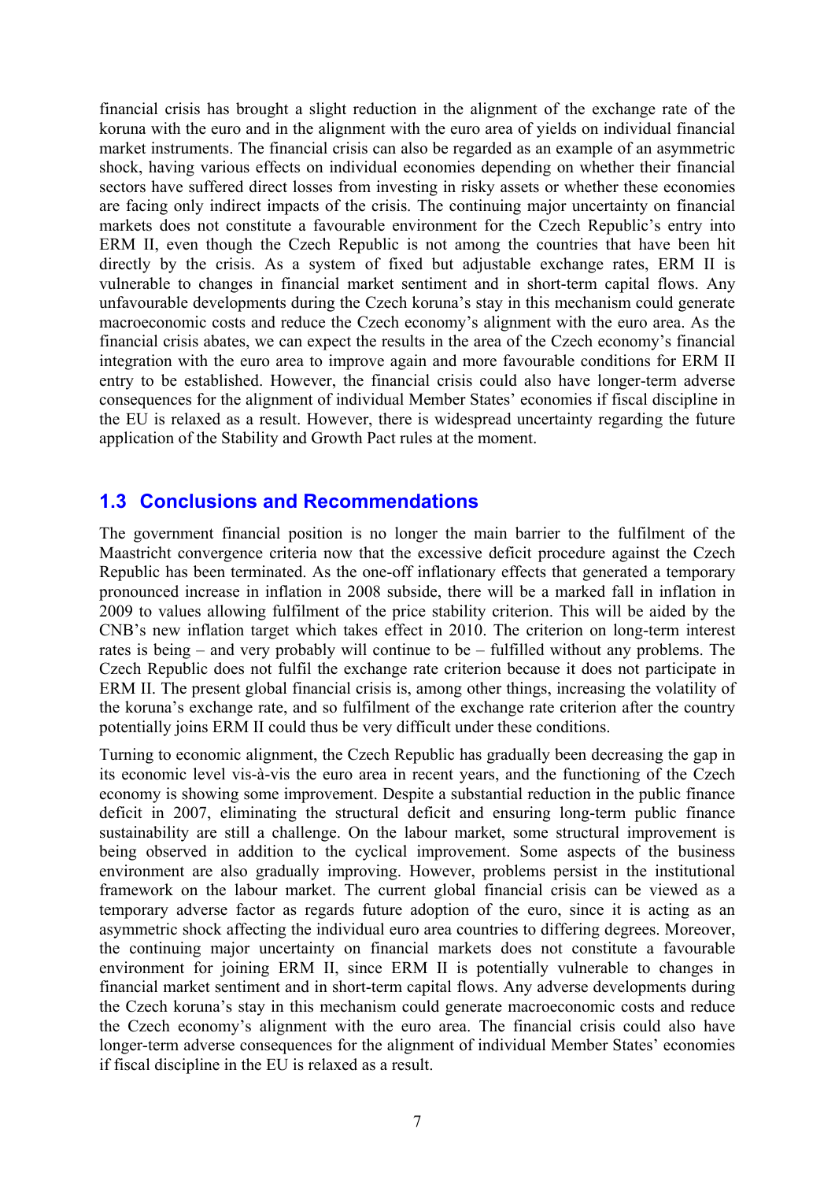financial crisis has brought a slight reduction in the alignment of the exchange rate of the koruna with the euro and in the alignment with the euro area of yields on individual financial market instruments. The financial crisis can also be regarded as an example of an asymmetric shock, having various effects on individual economies depending on whether their financial sectors have suffered direct losses from investing in risky assets or whether these economies are facing only indirect impacts of the crisis. The continuing major uncertainty on financial markets does not constitute a favourable environment for the Czech Republic's entry into ERM II, even though the Czech Republic is not among the countries that have been hit directly by the crisis. As a system of fixed but adjustable exchange rates, ERM II is vulnerable to changes in financial market sentiment and in short-term capital flows. Any unfavourable developments during the Czech koruna's stay in this mechanism could generate macroeconomic costs and reduce the Czech economy's alignment with the euro area. As the financial crisis abates, we can expect the results in the area of the Czech economy's financial integration with the euro area to improve again and more favourable conditions for ERM II entry to be established. However, the financial crisis could also have longer-term adverse consequences for the alignment of individual Member States' economies if fiscal discipline in the EU is relaxed as a result. However, there is widespread uncertainty regarding the future application of the Stability and Growth Pact rules at the moment.

## 1.3 Conclusions and Recommendations

The government financial position is no longer the main barrier to the fulfilment of the Maastricht convergence criteria now that the excessive deficit procedure against the Czech Republic has been terminated. As the one-off inflationary effects that generated a temporary pronounced increase in inflation in 2008 subside, there will be a marked fall in inflation in 2009 to values allowing fulfilment of the price stability criterion. This will be aided by the CNB's new inflation target which takes effect in 2010. The criterion on long-term interest rates is being – and very probably will continue to be – fulfilled without any problems. The Czech Republic does not fulfil the exchange rate criterion because it does not participate in ERM II. The present global financial crisis is, among other things, increasing the volatility of the koruna's exchange rate, and so fulfilment of the exchange rate criterion after the country potentially joins ERM II could thus be very difficult under these conditions.

Turning to economic alignment, the Czech Republic has gradually been decreasing the gap in its economic level vis-à-vis the euro area in recent years, and the functioning of the Czech economy is showing some improvement. Despite a substantial reduction in the public finance deficit in 2007, eliminating the structural deficit and ensuring long-term public finance sustainability are still a challenge. On the labour market, some structural improvement is being observed in addition to the cyclical improvement. Some aspects of the business environment are also gradually improving. However, problems persist in the institutional framework on the labour market. The current global financial crisis can be viewed as a temporary adverse factor as regards future adoption of the euro, since it is acting as an asymmetric shock affecting the individual euro area countries to differing degrees. Moreover, the continuing major uncertainty on financial markets does not constitute a favourable environment for joining ERM II, since ERM II is potentially vulnerable to changes in financial market sentiment and in short-term capital flows. Any adverse developments during the Czech koruna's stay in this mechanism could generate macroeconomic costs and reduce the Czech economy's alignment with the euro area. The financial crisis could also have longer-term adverse consequences for the alignment of individual Member States' economies if fiscal discipline in the EU is relaxed as a result.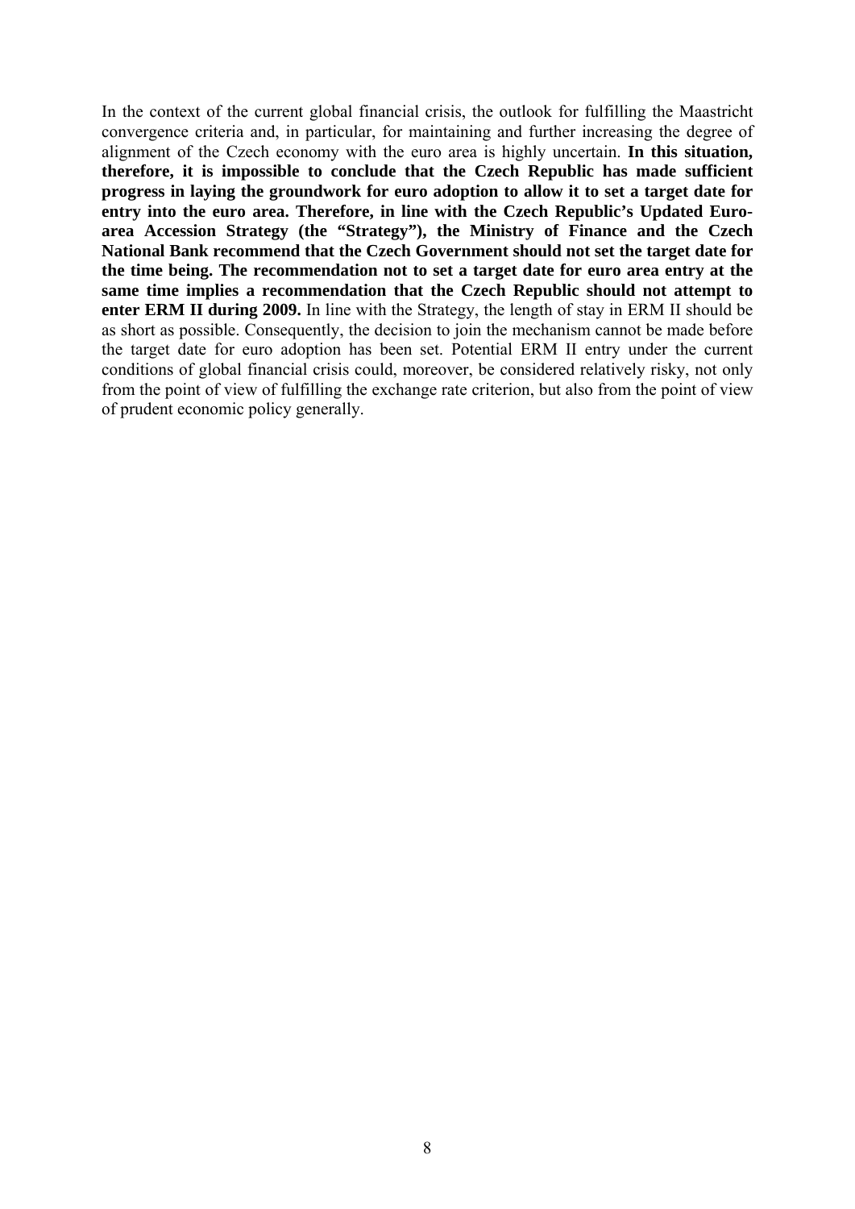In the context of the current global financial crisis, the outlook for fulfilling the Maastricht convergence criteria and, in particular, for maintaining and further increasing the degree of alignment of the Czech economy with the euro area is highly uncertain. **In this situation, therefore, it is impossible to conclude that the Czech Republic has made sufficient progress in laying the groundwork for euro adoption to allow it to set a target date for entry into the euro area. Therefore, in line with the Czech Republic's Updated Euro-area Accession Strategy (the "Strategy"), the Ministry of Finance and the Czech National Bank recommend that the Czech Government should not set the target date for the time being. The recommendation not to set a target date for euro area entry at the same time implies a recommendation that the Czech Republic should not attempt to enter ERM II during 2009.** In line with the Strategy, the length of stay in ERM II should be as short as possible. Consequently, the decision to join the mechanism cannot be made before the target date for euro adoption has been set. Potential ERM II entry under the current conditions of global financial crisis could, moreover, be considered relatively risky, not only from the point of view of fulfilling the exchange rate criterion, but also from the point of view of prudent economic policy generally.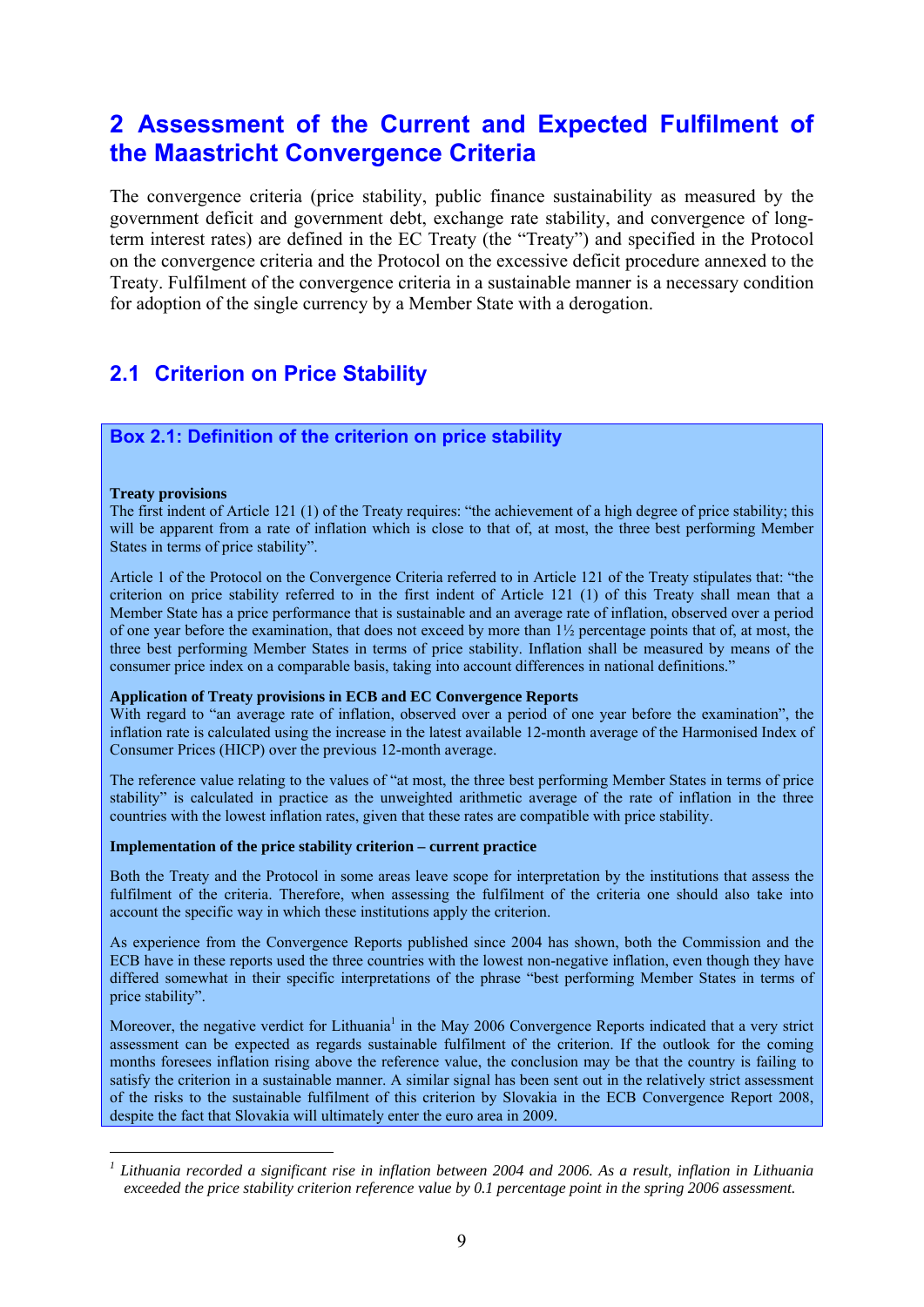# 2 Assessment of the Current and Expected Fulfilment of the Maastricht Convergence Criteria

The convergence criteria (price stability, public finance sustainability as measured by the government deficit and government debt, exchange rate stability, and convergence of long-term interest rates) are defined in the EC Treaty (the "Treaty") and specified in the Protocol on the convergence criteria and the Protocol on the excessive deficit procedure annexed to the Treaty. Fulfilment of the convergence criteria in a sustainable manner is a necessary condition for adoption of the single currency by a Member State with a derogation.

## 2.1 Criterion on Price Stability

### Box 2.1: Definition of the criterion on price stability

**Treaty provisions**

The first indent of Article 121 (1) of the Treaty requires: "the achievement of a high degree of price stability; this will be apparent from a rate of inflation which is close to that of, at most, the three best performing Member States in terms of price stability".

Article 1 of the Protocol on the Convergence Criteria referred to in Article 121 of the Treaty stipulates that: "the criterion on price stability referred to in the first indent of Article 121 (1) of this Treaty shall mean that a Member State has a price performance that is sustainable and an average rate of inflation, observed over a period of one year before the examination, that does not exceed by more than 1½ percentage points that of, at most, the three best performing Member States in terms of price stability. Inflation shall be measured by means of the consumer price index on a comparable basis, taking into account differences in national definitions."

**Application of Treaty provisions in ECB and EC Convergence Reports**

With regard to "an average rate of inflation, observed over a period of one year before the examination", the inflation rate is calculated using the increase in the latest available 12-month average of the Harmonised Index of Consumer Prices (HICP) over the previous 12-month average.

The reference value relating to the values of "at most, the three best performing Member States in terms of price stability" is calculated in practice as the unweighted arithmetic average of the rate of inflation in the three countries with the lowest inflation rates, given that these rates are compatible with price stability.

**Implementation of the price stability criterion – current practice**

Both the Treaty and the Protocol in some areas leave scope for interpretation by the institutions that assess the fulfilment of the criteria. Therefore, when assessing the fulfilment of the criteria one should also take into account the specific way in which these institutions apply the criterion.

As experience from the Convergence Reports published since 2004 has shown, both the Commission and the ECB have in these reports used the three countries with the lowest non-negative inflation, even though they have differed somewhat in their specific interpretations of the phrase "best performing Member States in terms of price stability".

Moreover, the negative verdict for Lithuania[1] in the May 2006 Convergence Reports indicated that a very strict assessment can be expected as regards sustainable fulfilment of the criterion. If the outlook for the coming months foresees inflation rising above the reference value, the conclusion may be that the country is failing to satisfy the criterion in a sustainable manner. A similar signal has been sent out in the relatively strict assessment of the risks to the sustainable fulfilment of this criterion by Slovakia in the ECB Convergence Report 2008, despite the fact that Slovakia will ultimately enter the euro area in 2009.

---

[1] *Lithuania recorded a significant rise in inflation between 2004 and 2006. As a result, inflation in Lithuania exceeded the price stability criterion reference value by 0.1 percentage point in the spring 2006 assessment.*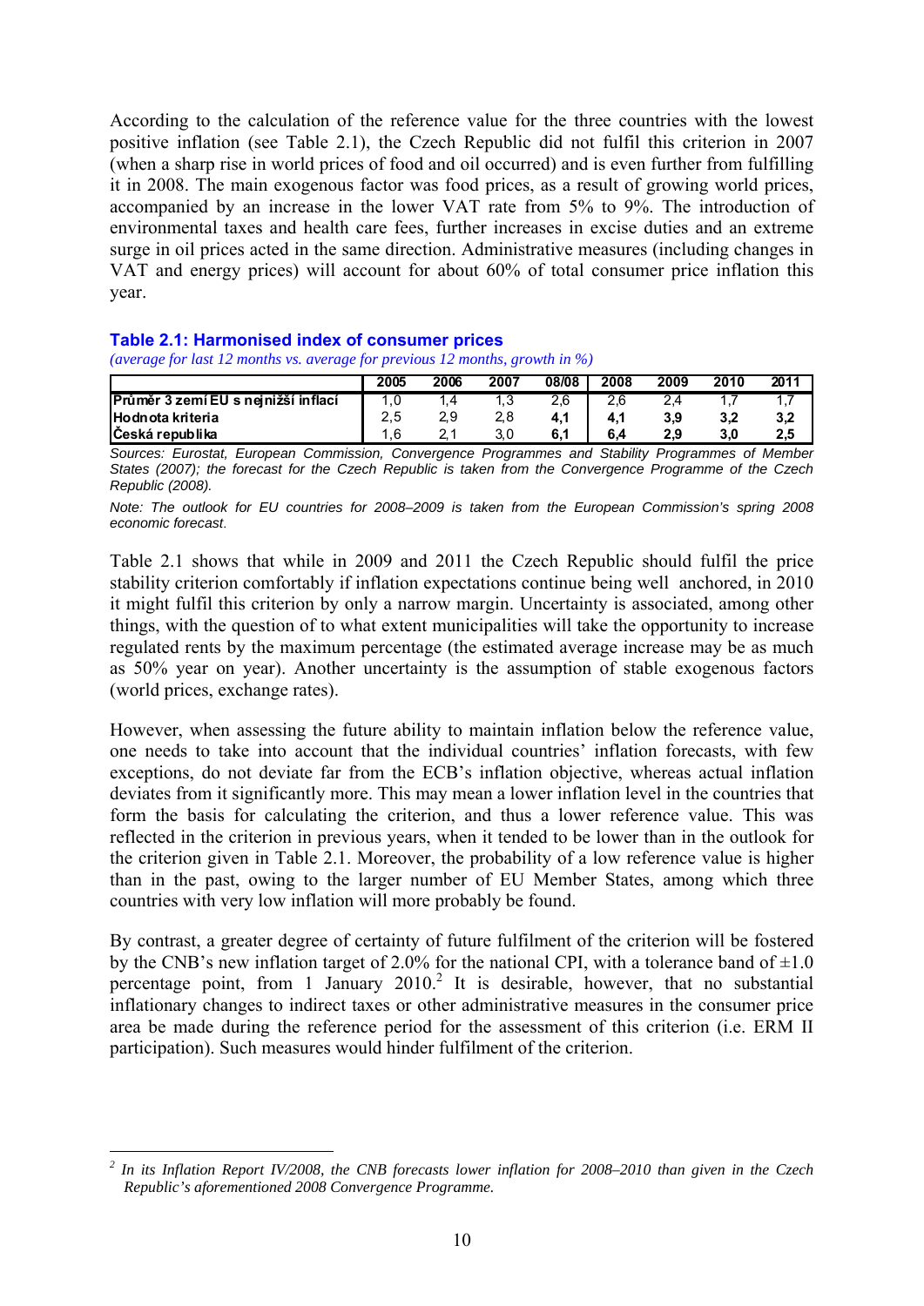According to the calculation of the reference value for the three countries with the lowest positive inflation (see Table 2.1), the Czech Republic did not fulfil this criterion in 2007 (when a sharp rise in world prices of food and oil occurred) and is even further from fulfilling it in 2008. The main exogenous factor was food prices, as a result of growing world prices, accompanied by an increase in the lower VAT rate from 5% to 9%. The introduction of environmental taxes and health care fees, further increases in excise duties and an extreme surge in oil prices acted in the same direction. Administrative measures (including changes in VAT and energy prices) will account for about 60% of total consumer price inflation this year.

### Table 2.1: Harmonised index of consumer prices

*(average for last 12 months vs. average for previous 12 months, growth in %)*

| | 2005 | 2006 | 2007 | 08/08 | 2008 | 2009 | 2010 | 2011 |
|---|---|---|---|---|---|---|---|---|
| Průměr 3 zemí EU s nejnižší inflací | 1,0 | 1,4 | 1,3 | 2,6 | 2,6 | 2,4 | 1,7 | 1,7 |
| Hodnota kriteria | 2,5 | 2,9 | 2,8 | **4,1** | **4,1** | **3,9** | **3,2** | **3,2** |
| Česká republika | 1,6 | 2,1 | 3,0 | **6,1** | **6,4** | **2,9** | **3,0** | **2,5** |

*Sources: Eurostat, European Commission, Convergence Programmes and Stability Programmes of Member States (2007); the forecast for the Czech Republic is taken from the Convergence Programme of the Czech Republic (2008).*

*Note: The outlook for EU countries for 2008–2009 is taken from the European Commission's spring 2008 economic forecast.*

Table 2.1 shows that while in 2009 and 2011 the Czech Republic should fulfil the price stability criterion comfortably if inflation expectations continue being well anchored, in 2010 it might fulfil this criterion by only a narrow margin. Uncertainty is associated, among other things, with the question of to what extent municipalities will take the opportunity to increase regulated rents by the maximum percentage (the estimated average increase may be as much as 50% year on year). Another uncertainty is the assumption of stable exogenous factors (world prices, exchange rates).

However, when assessing the future ability to maintain inflation below the reference value, one needs to take into account that the individual countries' inflation forecasts, with few exceptions, do not deviate far from the ECB's inflation objective, whereas actual inflation deviates from it significantly more. This may mean a lower inflation level in the countries that form the basis for calculating the criterion, and thus a lower reference value. This was reflected in the criterion in previous years, when it tended to be lower than in the outlook for the criterion given in Table 2.1. Moreover, the probability of a low reference value is higher than in the past, owing to the larger number of EU Member States, among which three countries with very low inflation will more probably be found.

By contrast, a greater degree of certainty of future fulfilment of the criterion will be fostered by the CNB's new inflation target of 2.0% for the national CPI, with a tolerance band of ±1.0 percentage point, from 1 January 2010.[2] It is desirable, however, that no substantial inflationary changes to indirect taxes or other administrative measures in the consumer price area be made during the reference period for the assessment of this criterion (i.e. ERM II participation). Such measures would hinder fulfilment of the criterion.

---

[2] *In its Inflation Report IV/2008, the CNB forecasts lower inflation for 2008–2010 than given in the Czech Republic's aforementioned 2008 Convergence Programme.*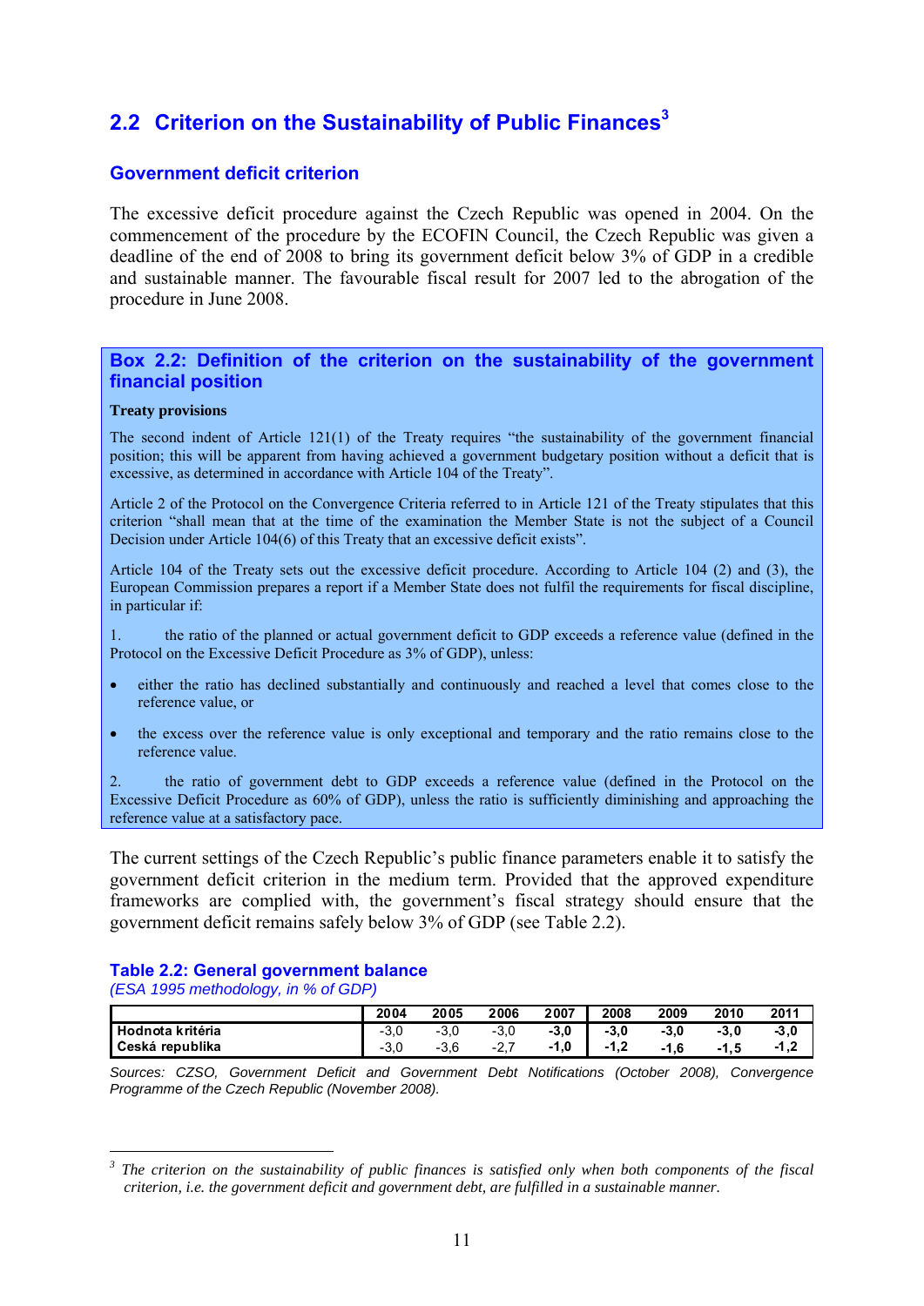## 2.2 Criterion on the Sustainability of Public Finances[3]

### Government deficit criterion

The excessive deficit procedure against the Czech Republic was opened in 2004. On the commencement of the procedure by the ECOFIN Council, the Czech Republic was given a deadline of the end of 2008 to bring its government deficit below 3% of GDP in a credible and sustainable manner. The favourable fiscal result for 2007 led to the abrogation of the procedure in June 2008.

### Box 2.2: Definition of the criterion on the sustainability of the government financial position

**Treaty provisions**

The second indent of Article 121(1) of the Treaty requires "the sustainability of the government financial position; this will be apparent from having achieved a government budgetary position without a deficit that is excessive, as determined in accordance with Article 104 of the Treaty".

Article 2 of the Protocol on the Convergence Criteria referred to in Article 121 of the Treaty stipulates that this criterion "shall mean that at the time of the examination the Member State is not the subject of a Council Decision under Article 104(6) of this Treaty that an excessive deficit exists".

Article 104 of the Treaty sets out the excessive deficit procedure. According to Article 104 (2) and (3), the European Commission prepares a report if a Member State does not fulfil the requirements for fiscal discipline, in particular if:

1. the ratio of the planned or actual government deficit to GDP exceeds a reference value (defined in the Protocol on the Excessive Deficit Procedure as 3% of GDP), unless:

- either the ratio has declined substantially and continuously and reached a level that comes close to the reference value, or
- the excess over the reference value is only exceptional and temporary and the ratio remains close to the reference value.

2. the ratio of government debt to GDP exceeds a reference value (defined in the Protocol on the Excessive Deficit Procedure as 60% of GDP), unless the ratio is sufficiently diminishing and approaching the reference value at a satisfactory pace.

The current settings of the Czech Republic's public finance parameters enable it to satisfy the government deficit criterion in the medium term. Provided that the approved expenditure frameworks are complied with, the government's fiscal strategy should ensure that the government deficit remains safely below 3% of GDP (see Table 2.2).

**Table 2.2: General government balance**
*(ESA 1995 methodology, in % of GDP)*

| | 2004 | 2005 | 2006 | 2007 | 2008 | 2009 | 2010 | 2011 |
|---|---|---|---|---|---|---|---|---|
| Hodnota kritéria | -3,0 | -3,0 | -3,0 | **-3,0** | **-3,0** | **-3,0** | **-3,0** | **-3,0** |
| Ceská republika | -3,0 | -3,6 | -2,7 | **-1,0** | **-1,2** | **-1,6** | **-1,5** | **-1,2** |

*Sources: CZSO, Government Deficit and Government Debt Notifications (October 2008), Convergence Programme of the Czech Republic (November 2008).*

[3] *The criterion on the sustainability of public finances is satisfied only when both components of the fiscal criterion, i.e. the government deficit and government debt, are fulfilled in a sustainable manner.*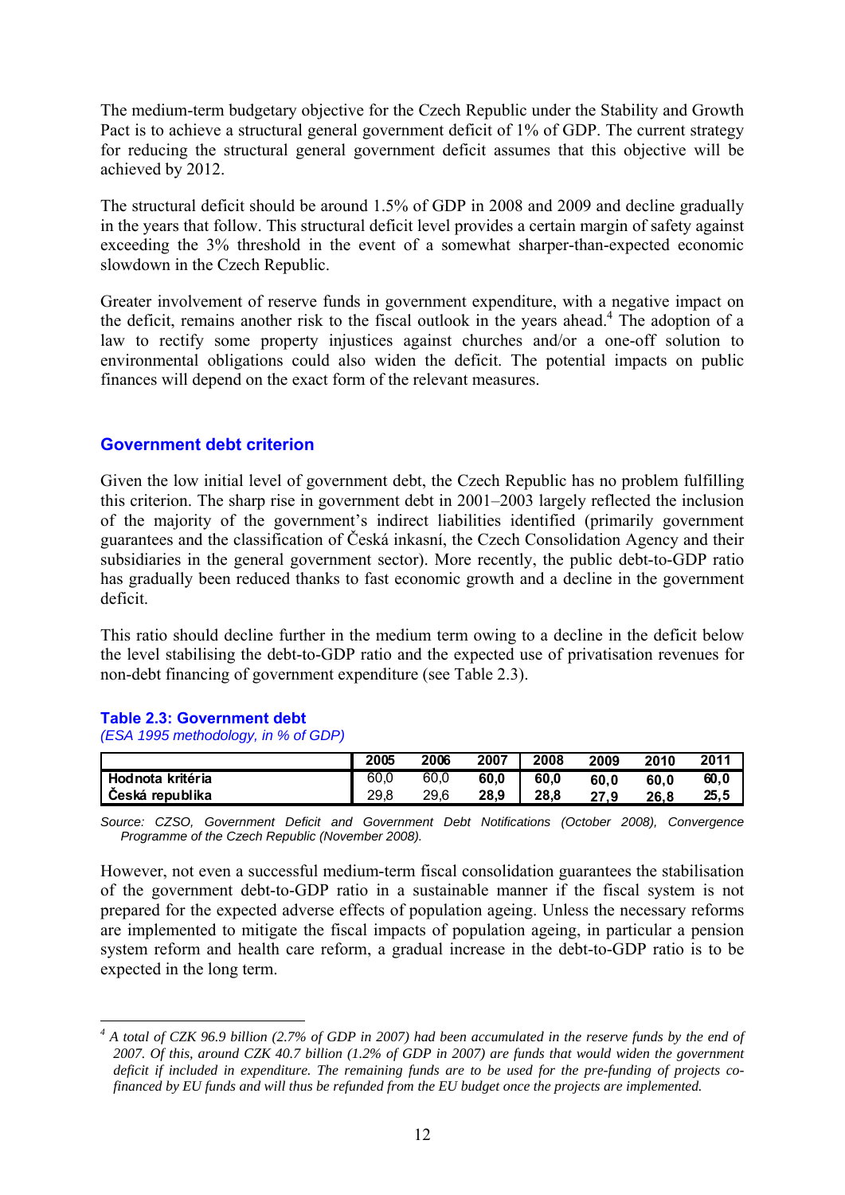The medium-term budgetary objective for the Czech Republic under the Stability and Growth Pact is to achieve a structural general government deficit of 1% of GDP. The current strategy for reducing the structural general government deficit assumes that this objective will be achieved by 2012.

The structural deficit should be around 1.5% of GDP in 2008 and 2009 and decline gradually in the years that follow. This structural deficit level provides a certain margin of safety against exceeding the 3% threshold in the event of a somewhat sharper-than-expected economic slowdown in the Czech Republic.

Greater involvement of reserve funds in government expenditure, with a negative impact on the deficit, remains another risk to the fiscal outlook in the years ahead.[4] The adoption of a law to rectify some property injustices against churches and/or a one-off solution to environmental obligations could also widen the deficit. The potential impacts on public finances will depend on the exact form of the relevant measures.

## Government debt criterion

Given the low initial level of government debt, the Czech Republic has no problem fulfilling this criterion. The sharp rise in government debt in 2001–2003 largely reflected the inclusion of the majority of the government's indirect liabilities identified (primarily government guarantees and the classification of Česká inkasní, the Czech Consolidation Agency and their subsidiaries in the general government sector). More recently, the public debt-to-GDP ratio has gradually been reduced thanks to fast economic growth and a decline in the government deficit.

This ratio should decline further in the medium term owing to a decline in the deficit below the level stabilising the debt-to-GDP ratio and the expected use of privatisation revenues for non-debt financing of government expenditure (see Table 2.3).

**Table 2.3: Government debt**
*(ESA 1995 methodology, in % of GDP)*

| | 2005 | 2006 | 2007 | 2008 | 2009 | 2010 | 2011 |
|---|---|---|---|---|---|---|---|
| Hodnota kritéria | 60,0 | 60,0 | 60,0 | 60,0 | 60,0 | 60,0 | 60,0 |
| Česká republika | 29,8 | 29,6 | 28,9 | 28,8 | 27,9 | 26,8 | 25,5 |

*Source: CZSO, Government Deficit and Government Debt Notifications (October 2008), Convergence Programme of the Czech Republic (November 2008).*

However, not even a successful medium-term fiscal consolidation guarantees the stabilisation of the government debt-to-GDP ratio in a sustainable manner if the fiscal system is not prepared for the expected adverse effects of population ageing. Unless the necessary reforms are implemented to mitigate the fiscal impacts of population ageing, in particular a pension system reform and health care reform, a gradual increase in the debt-to-GDP ratio is to be expected in the long term.

---

*[4] A total of CZK 96.9 billion (2.7% of GDP in 2007) had been accumulated in the reserve funds by the end of 2007. Of this, around CZK 40.7 billion (1.2% of GDP in 2007) are funds that would widen the government deficit if included in expenditure. The remaining funds are to be used for the pre-funding of projects co-financed by EU funds and will thus be refunded from the EU budget once the projects are implemented.*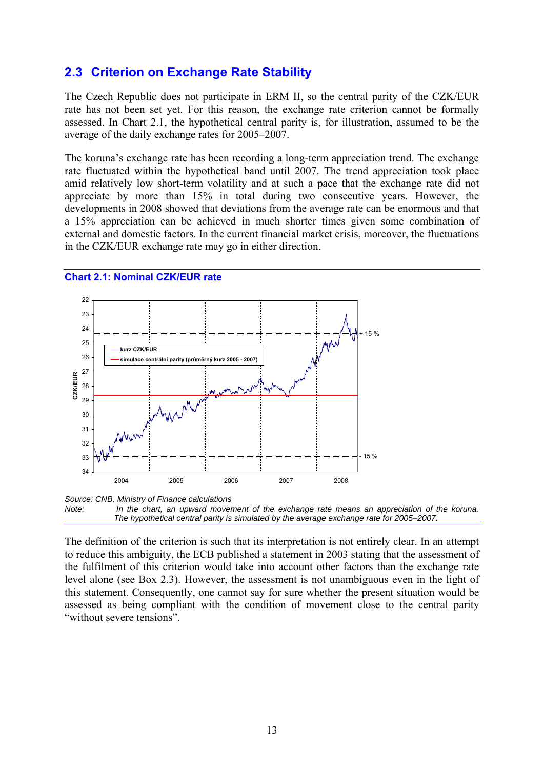## 2.3 Criterion on Exchange Rate Stability

The Czech Republic does not participate in ERM II, so the central parity of the CZK/EUR rate has not been set yet. For this reason, the exchange rate criterion cannot be formally assessed. In Chart 2.1, the hypothetical central parity is, for illustration, assumed to be the average of the daily exchange rates for 2005–2007.

The koruna's exchange rate has been recording a long-term appreciation trend. The exchange rate fluctuated within the hypothetical band until 2007. The trend appreciation took place amid relatively low short-term volatility and at such a pace that the exchange rate did not appreciate by more than 15% in total during two consecutive years. However, the developments in 2008 showed that deviations from the average rate can be enormous and that a 15% appreciation can be achieved in much shorter times given some combination of external and domestic factors. In the current financial market crisis, moreover, the fluctuations in the CZK/EUR exchange rate may go in either direction.

**Chart 2.1: Nominal CZK/EUR rate**

*Source: CNB, Ministry of Finance calculations*

*Note: In the chart, an upward movement of the exchange rate means an appreciation of the koruna. The hypothetical central parity is simulated by the average exchange rate for 2005–2007.*

The definition of the criterion is such that its interpretation is not entirely clear. In an attempt to reduce this ambiguity, the ECB published a statement in 2003 stating that the assessment of the fulfilment of this criterion would take into account other factors than the exchange rate level alone (see Box 2.3). However, the assessment is not unambiguous even in the light of this statement. Consequently, one cannot say for sure whether the present situation would be assessed as being compliant with the condition of movement close to the central parity "without severe tensions".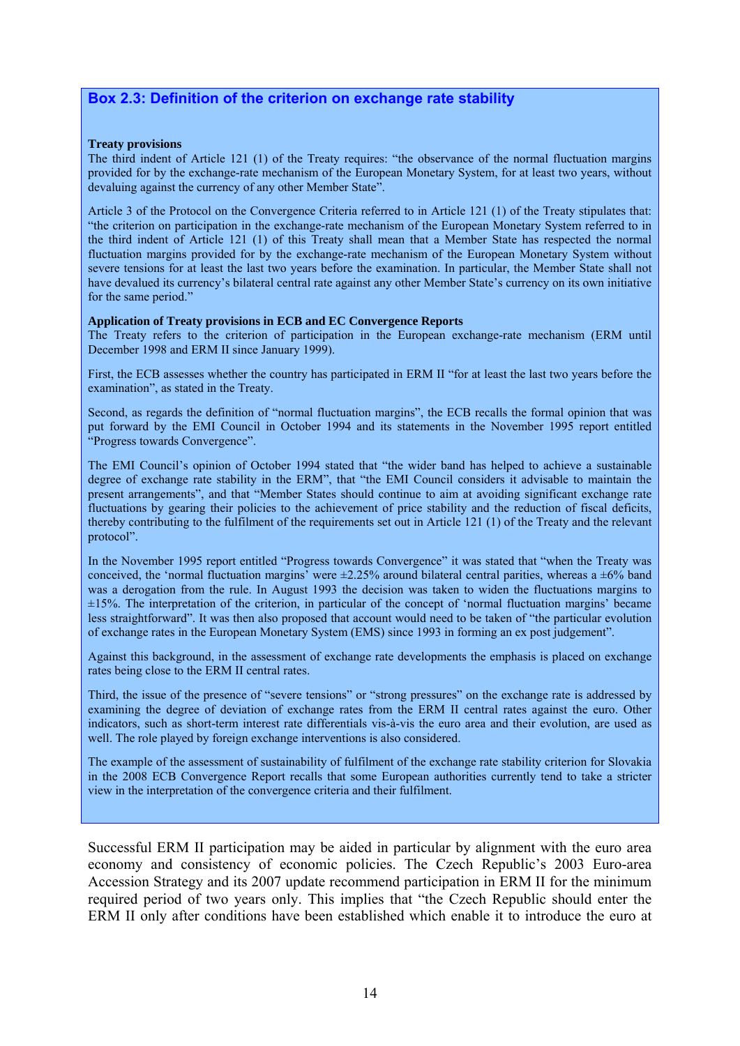### Box 2.3: Definition of the criterion on exchange rate stability

**Treaty provisions**

The third indent of Article 121 (1) of the Treaty requires: "the observance of the normal fluctuation margins provided for by the exchange-rate mechanism of the European Monetary System, for at least two years, without devaluing against the currency of any other Member State".

Article 3 of the Protocol on the Convergence Criteria referred to in Article 121 (1) of the Treaty stipulates that: "the criterion on participation in the exchange-rate mechanism of the European Monetary System referred to in the third indent of Article 121 (1) of this Treaty shall mean that a Member State has respected the normal fluctuation margins provided for by the exchange-rate mechanism of the European Monetary System without severe tensions for at least the last two years before the examination. In particular, the Member State shall not have devalued its currency's bilateral central rate against any other Member State's currency on its own initiative for the same period."

**Application of Treaty provisions in ECB and EC Convergence Reports**

The Treaty refers to the criterion of participation in the European exchange-rate mechanism (ERM until December 1998 and ERM II since January 1999).

First, the ECB assesses whether the country has participated in ERM II "for at least the last two years before the examination", as stated in the Treaty.

Second, as regards the definition of "normal fluctuation margins", the ECB recalls the formal opinion that was put forward by the EMI Council in October 1994 and its statements in the November 1995 report entitled "Progress towards Convergence".

The EMI Council's opinion of October 1994 stated that "the wider band has helped to achieve a sustainable degree of exchange rate stability in the ERM", that "the EMI Council considers it advisable to maintain the present arrangements", and that "Member States should continue to aim at avoiding significant exchange rate fluctuations by gearing their policies to the achievement of price stability and the reduction of fiscal deficits, thereby contributing to the fulfilment of the requirements set out in Article 121 (1) of the Treaty and the relevant protocol".

In the November 1995 report entitled "Progress towards Convergence" it was stated that "when the Treaty was conceived, the 'normal fluctuation margins' were ±2.25% around bilateral central parities, whereas a ±6% band was a derogation from the rule. In August 1993 the decision was taken to widen the fluctuations margins to ±15%. The interpretation of the criterion, in particular of the concept of 'normal fluctuation margins' became less straightforward". It was then also proposed that account would need to be taken of "the particular evolution of exchange rates in the European Monetary System (EMS) since 1993 in forming an ex post judgement".

Against this background, in the assessment of exchange rate developments the emphasis is placed on exchange rates being close to the ERM II central rates.

Third, the issue of the presence of "severe tensions" or "strong pressures" on the exchange rate is addressed by examining the degree of deviation of exchange rates from the ERM II central rates against the euro. Other indicators, such as short-term interest rate differentials vis-à-vis the euro area and their evolution, are used as well. The role played by foreign exchange interventions is also considered.

The example of the assessment of sustainability of fulfilment of the exchange rate stability criterion for Slovakia in the 2008 ECB Convergence Report recalls that some European authorities currently tend to take a stricter view in the interpretation of the convergence criteria and their fulfilment.

Successful ERM II participation may be aided in particular by alignment with the euro area economy and consistency of economic policies. The Czech Republic's 2003 Euro-area Accession Strategy and its 2007 update recommend participation in ERM II for the minimum required period of two years only. This implies that "the Czech Republic should enter the ERM II only after conditions have been established which enable it to introduce the euro at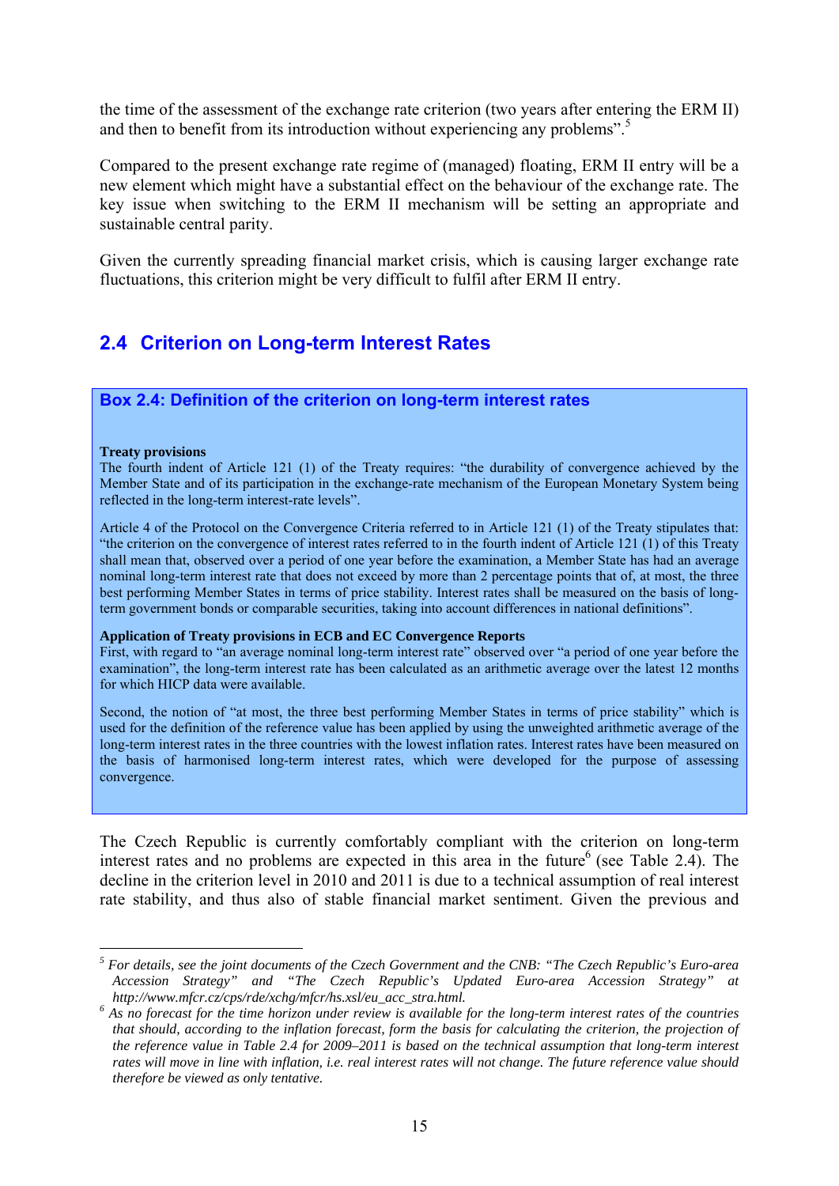the time of the assessment of the exchange rate criterion (two years after entering the ERM II) and then to benefit from its introduction without experiencing any problems".[5]

Compared to the present exchange rate regime of (managed) floating, ERM II entry will be a new element which might have a substantial effect on the behaviour of the exchange rate. The key issue when switching to the ERM II mechanism will be setting an appropriate and sustainable central parity.

Given the currently spreading financial market crisis, which is causing larger exchange rate fluctuations, this criterion might be very difficult to fulfil after ERM II entry.

## 2.4 Criterion on Long-term Interest Rates

### Box 2.4: Definition of the criterion on long-term interest rates

**Treaty provisions**

The fourth indent of Article 121 (1) of the Treaty requires: "the durability of convergence achieved by the Member State and of its participation in the exchange-rate mechanism of the European Monetary System being reflected in the long-term interest-rate levels".

Article 4 of the Protocol on the Convergence Criteria referred to in Article 121 (1) of the Treaty stipulates that: "the criterion on the convergence of interest rates referred to in the fourth indent of Article 121 (1) of this Treaty shall mean that, observed over a period of one year before the examination, a Member State has had an average nominal long-term interest rate that does not exceed by more than 2 percentage points that of, at most, the three best performing Member States in terms of price stability. Interest rates shall be measured on the basis of long-term government bonds or comparable securities, taking into account differences in national definitions".

**Application of Treaty provisions in ECB and EC Convergence Reports**

First, with regard to "an average nominal long-term interest rate" observed over "a period of one year before the examination", the long-term interest rate has been calculated as an arithmetic average over the latest 12 months for which HICP data were available.

Second, the notion of "at most, the three best performing Member States in terms of price stability" which is used for the definition of the reference value has been applied by using the unweighted arithmetic average of the long-term interest rates in the three countries with the lowest inflation rates. Interest rates have been measured on the basis of harmonised long-term interest rates, which were developed for the purpose of assessing convergence.

The Czech Republic is currently comfortably compliant with the criterion on long-term interest rates and no problems are expected in this area in the future[6] (see Table 2.4). The decline in the criterion level in 2010 and 2011 is due to a technical assumption of real interest rate stability, and thus also of stable financial market sentiment. Given the previous and

---

[5] *For details, see the joint documents of the Czech Government and the CNB: "The Czech Republic's Euro-area Accession Strategy" and "The Czech Republic's Updated Euro-area Accession Strategy" at http://www.mfcr.cz/cps/rde/xchg/mfcr/hs.xsl/eu_acc_stra.html.*

[6] *As no forecast for the time horizon under review is available for the long-term interest rates of the countries that should, according to the inflation forecast, form the basis for calculating the criterion, the projection of the reference value in Table 2.4 for 2009–2011 is based on the technical assumption that long-term interest rates will move in line with inflation, i.e. real interest rates will not change. The future reference value should therefore be viewed as only tentative.*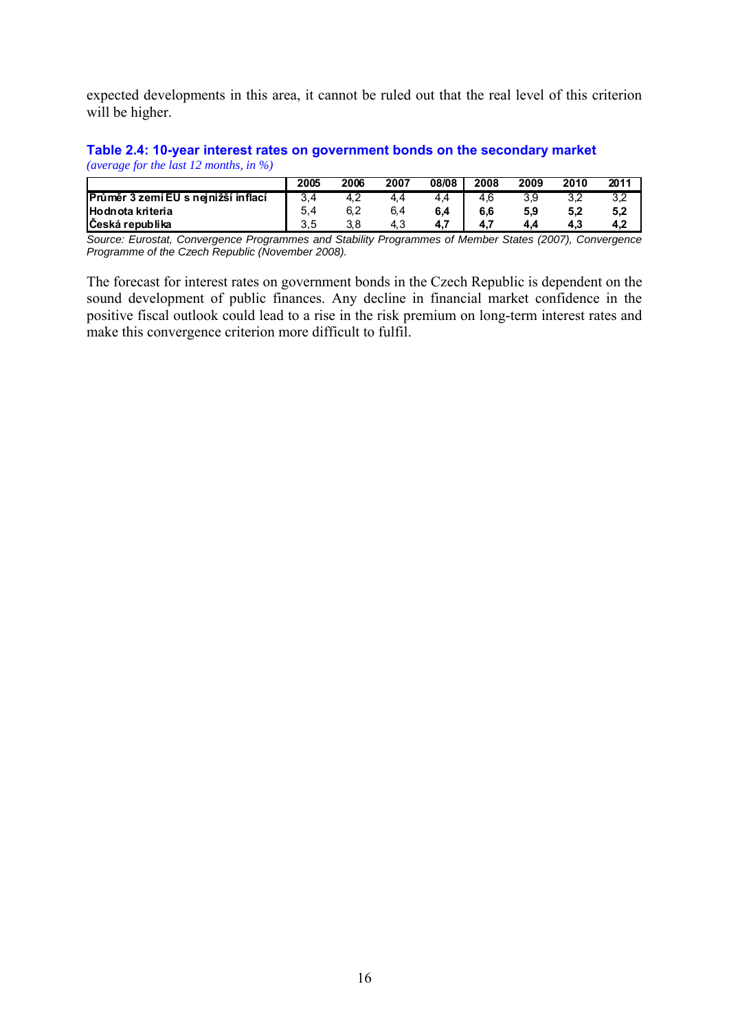expected developments in this area, it cannot be ruled out that the real level of this criterion will be higher.

**Table 2.4: 10-year interest rates on government bonds on the secondary market**
*(average for the last 12 months, in %)*

| | 2005 | 2006 | 2007 | 08/08 | 2008 | 2009 | 2010 | 2011 |
|---|---|---|---|---|---|---|---|---|
| **Průměr 3 zemí EU s nejnižší inflací** | 3,4 | 4,2 | 4,4 | 4,4 | 4,6 | 3,9 | 3,2 | 3,2 |
| **Hodnota kriteria** | 5,4 | 6,2 | 6,4 | **6,4** | **6,6** | **5,9** | **5,2** | **5,2** |
| **Česká republika** | 3,5 | 3,8 | 4,3 | **4,7** | **4,7** | **4,4** | **4,3** | **4,2** |

*Source: Eurostat, Convergence Programmes and Stability Programmes of Member States (2007), Convergence Programme of the Czech Republic (November 2008).*

The forecast for interest rates on government bonds in the Czech Republic is dependent on the sound development of public finances. Any decline in financial market confidence in the positive fiscal outlook could lead to a rise in the risk premium on long-term interest rates and make this convergence criterion more difficult to fulfil.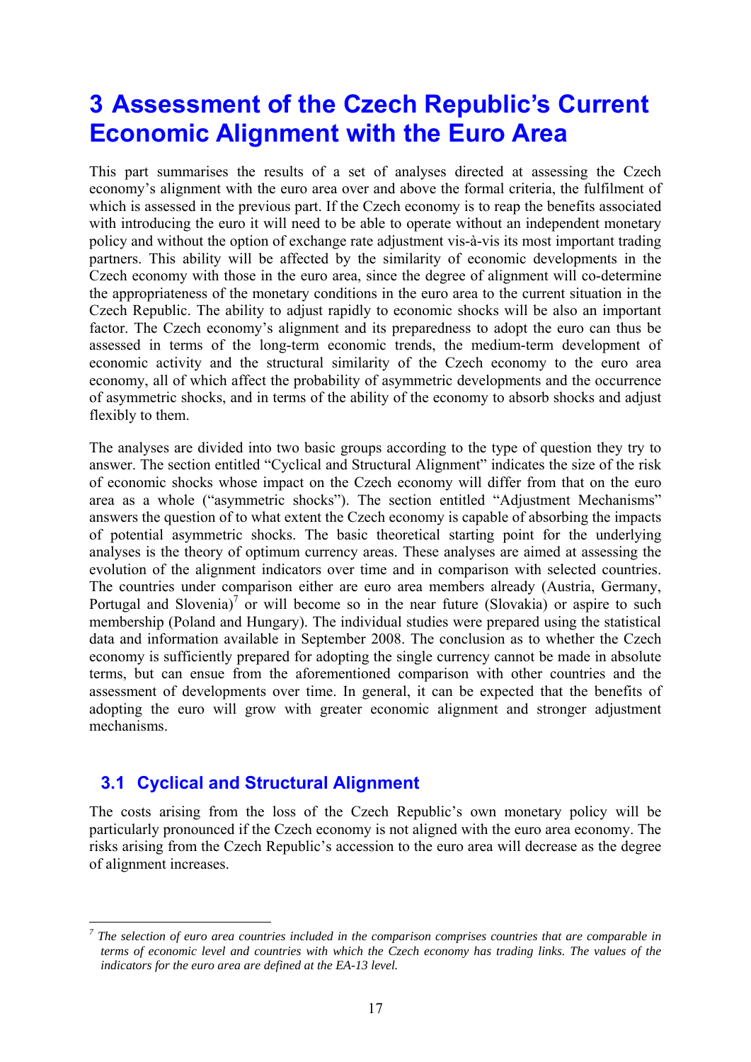# 3 Assessment of the Czech Republic's Current Economic Alignment with the Euro Area

This part summarises the results of a set of analyses directed at assessing the Czech economy's alignment with the euro area over and above the formal criteria, the fulfilment of which is assessed in the previous part. If the Czech economy is to reap the benefits associated with introducing the euro it will need to be able to operate without an independent monetary policy and without the option of exchange rate adjustment vis-à-vis its most important trading partners. This ability will be affected by the similarity of economic developments in the Czech economy with those in the euro area, since the degree of alignment will co-determine the appropriateness of the monetary conditions in the euro area to the current situation in the Czech Republic. The ability to adjust rapidly to economic shocks will be also an important factor. The Czech economy's alignment and its preparedness to adopt the euro can thus be assessed in terms of the long-term economic trends, the medium-term development of economic activity and the structural similarity of the Czech economy to the euro area economy, all of which affect the probability of asymmetric developments and the occurrence of asymmetric shocks, and in terms of the ability of the economy to absorb shocks and adjust flexibly to them.

The analyses are divided into two basic groups according to the type of question they try to answer. The section entitled "Cyclical and Structural Alignment" indicates the size of the risk of economic shocks whose impact on the Czech economy will differ from that on the euro area as a whole ("asymmetric shocks"). The section entitled "Adjustment Mechanisms" answers the question of to what extent the Czech economy is capable of absorbing the impacts of potential asymmetric shocks. The basic theoretical starting point for the underlying analyses is the theory of optimum currency areas. These analyses are aimed at assessing the evolution of the alignment indicators over time and in comparison with selected countries. The countries under comparison either are euro area members already (Austria, Germany, Portugal and Slovenia)[7] or will become so in the near future (Slovakia) or aspire to such membership (Poland and Hungary). The individual studies were prepared using the statistical data and information available in September 2008. The conclusion as to whether the Czech economy is sufficiently prepared for adopting the single currency cannot be made in absolute terms, but can ensue from the aforementioned comparison with other countries and the assessment of developments over time. In general, it can be expected that the benefits of adopting the euro will grow with greater economic alignment and stronger adjustment mechanisms.

## 3.1 Cyclical and Structural Alignment

The costs arising from the loss of the Czech Republic's own monetary policy will be particularly pronounced if the Czech economy is not aligned with the euro area economy. The risks arising from the Czech Republic's accession to the euro area will decrease as the degree of alignment increases.

---

*[7] The selection of euro area countries included in the comparison comprises countries that are comparable in terms of economic level and countries with which the Czech economy has trading links. The values of the indicators for the euro area are defined at the EA-13 level.*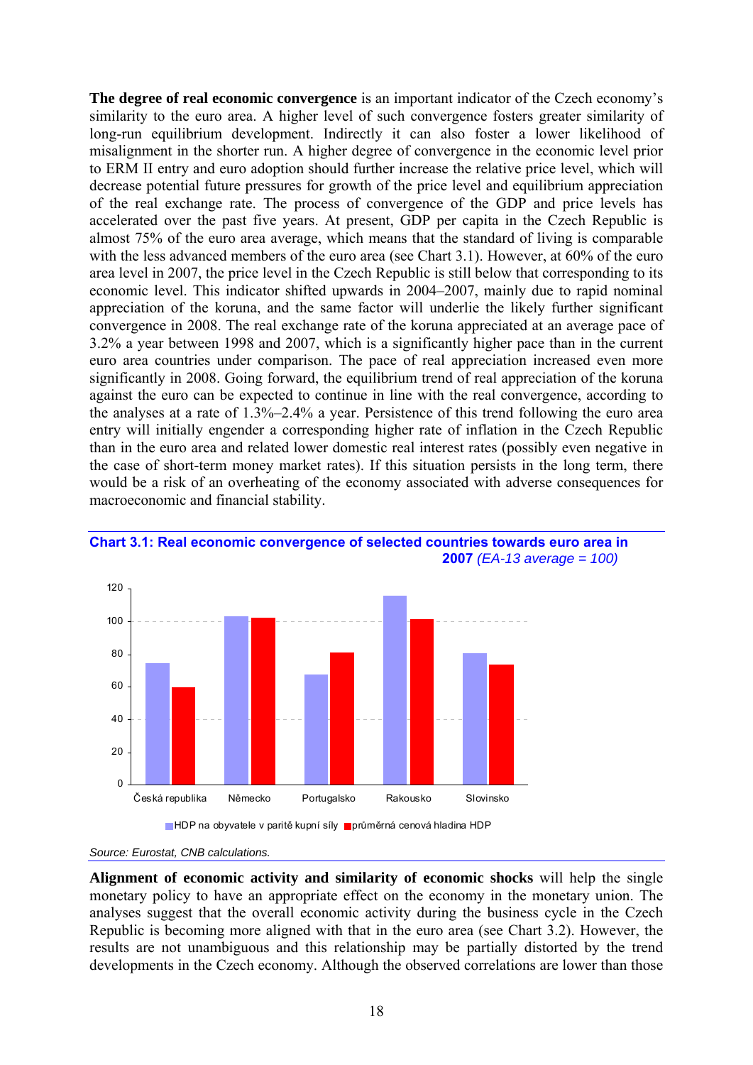**The degree of real economic convergence** is an important indicator of the Czech economy's similarity to the euro area. A higher level of such convergence fosters greater similarity of long-run equilibrium development. Indirectly it can also foster a lower likelihood of misalignment in the shorter run. A higher degree of convergence in the economic level prior to ERM II entry and euro adoption should further increase the relative price level, which will decrease potential future pressures for growth of the price level and equilibrium appreciation of the real exchange rate. The process of convergence of the GDP and price levels has accelerated over the past five years. At present, GDP per capita in the Czech Republic is almost 75% of the euro area average, which means that the standard of living is comparable with the less advanced members of the euro area (see Chart 3.1). However, at 60% of the euro area level in 2007, the price level in the Czech Republic is still below that corresponding to its economic level. This indicator shifted upwards in 2004–2007, mainly due to rapid nominal appreciation of the koruna, and the same factor will underlie the likely further significant convergence in 2008. The real exchange rate of the koruna appreciated at an average pace of 3.2% a year between 1998 and 2007, which is a significantly higher pace than in the current euro area countries under comparison. The pace of real appreciation increased even more significantly in 2008. Going forward, the equilibrium trend of real appreciation of the koruna against the euro can be expected to continue in line with the real convergence, according to the analyses at a rate of 1.3%–2.4% a year. Persistence of this trend following the euro area entry will initially engender a corresponding higher rate of inflation in the Czech Republic than in the euro area and related lower domestic real interest rates (possibly even negative in the case of short-term money market rates). If this situation persists in the long term, there would be a risk of an overheating of the economy associated with adverse consequences for macroeconomic and financial stability.

**Chart 3.1: Real economic convergence of selected countries towards euro area in 2007** *(EA-13 average = 100)*

| | HDP na obyvatele v paritě kupní síly | průměrná cenová hladina HDP |
|---|---|---|
| Česká republika | 75 | 60 |
| Německo | 103 | 102 |
| Portugalsko | 68 | 81 |
| Rakousko | 115 | 101 |
| Slovinsko | 81 | 74 |

*Source: Eurostat, CNB calculations.*

**Alignment of economic activity and similarity of economic shocks** will help the single monetary policy to have an appropriate effect on the economy in the monetary union. The analyses suggest that the overall economic activity during the business cycle in the Czech Republic is becoming more aligned with that in the euro area (see Chart 3.2). However, the results are not unambiguous and this relationship may be partially distorted by the trend developments in the Czech economy. Although the observed correlations are lower than those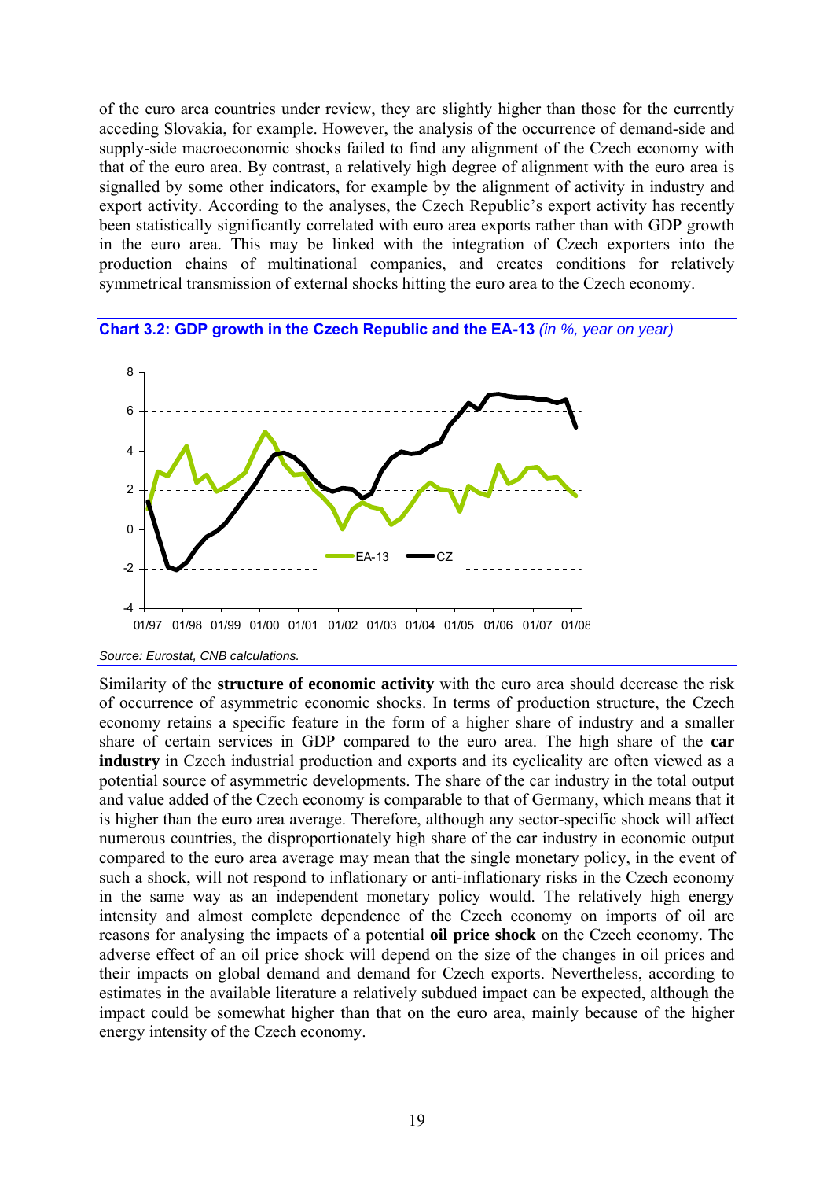of the euro area countries under review, they are slightly higher than those for the currently acceding Slovakia, for example. However, the analysis of the occurrence of demand-side and supply-side macroeconomic shocks failed to find any alignment of the Czech economy with that of the euro area. By contrast, a relatively high degree of alignment with the euro area is signalled by some other indicators, for example by the alignment of activity in industry and export activity. According to the analyses, the Czech Republic's export activity has recently been statistically significantly correlated with euro area exports rather than with GDP growth in the euro area. This may be linked with the integration of Czech exporters into the production chains of multinational companies, and creates conditions for relatively symmetrical transmission of external shocks hitting the euro area to the Czech economy.

**Chart 3.2: GDP growth in the Czech Republic and the EA-13** *(in %, year on year)*

*Source: Eurostat, CNB calculations.*

Similarity of the **structure of economic activity** with the euro area should decrease the risk of occurrence of asymmetric economic shocks. In terms of production structure, the Czech economy retains a specific feature in the form of a higher share of industry and a smaller share of certain services in GDP compared to the euro area. The high share of the **car industry** in Czech industrial production and exports and its cyclicality are often viewed as a potential source of asymmetric developments. The share of the car industry in the total output and value added of the Czech economy is comparable to that of Germany, which means that it is higher than the euro area average. Therefore, although any sector-specific shock will affect numerous countries, the disproportionately high share of the car industry in economic output compared to the euro area average may mean that the single monetary policy, in the event of such a shock, will not respond to inflationary or anti-inflationary risks in the Czech economy in the same way as an independent monetary policy would. The relatively high energy intensity and almost complete dependence of the Czech economy on imports of oil are reasons for analysing the impacts of a potential **oil price shock** on the Czech economy. The adverse effect of an oil price shock will depend on the size of the changes in oil prices and their impacts on global demand and demand for Czech exports. Nevertheless, according to estimates in the available literature a relatively subdued impact can be expected, although the impact could be somewhat higher than that on the euro area, mainly because of the higher energy intensity of the Czech economy.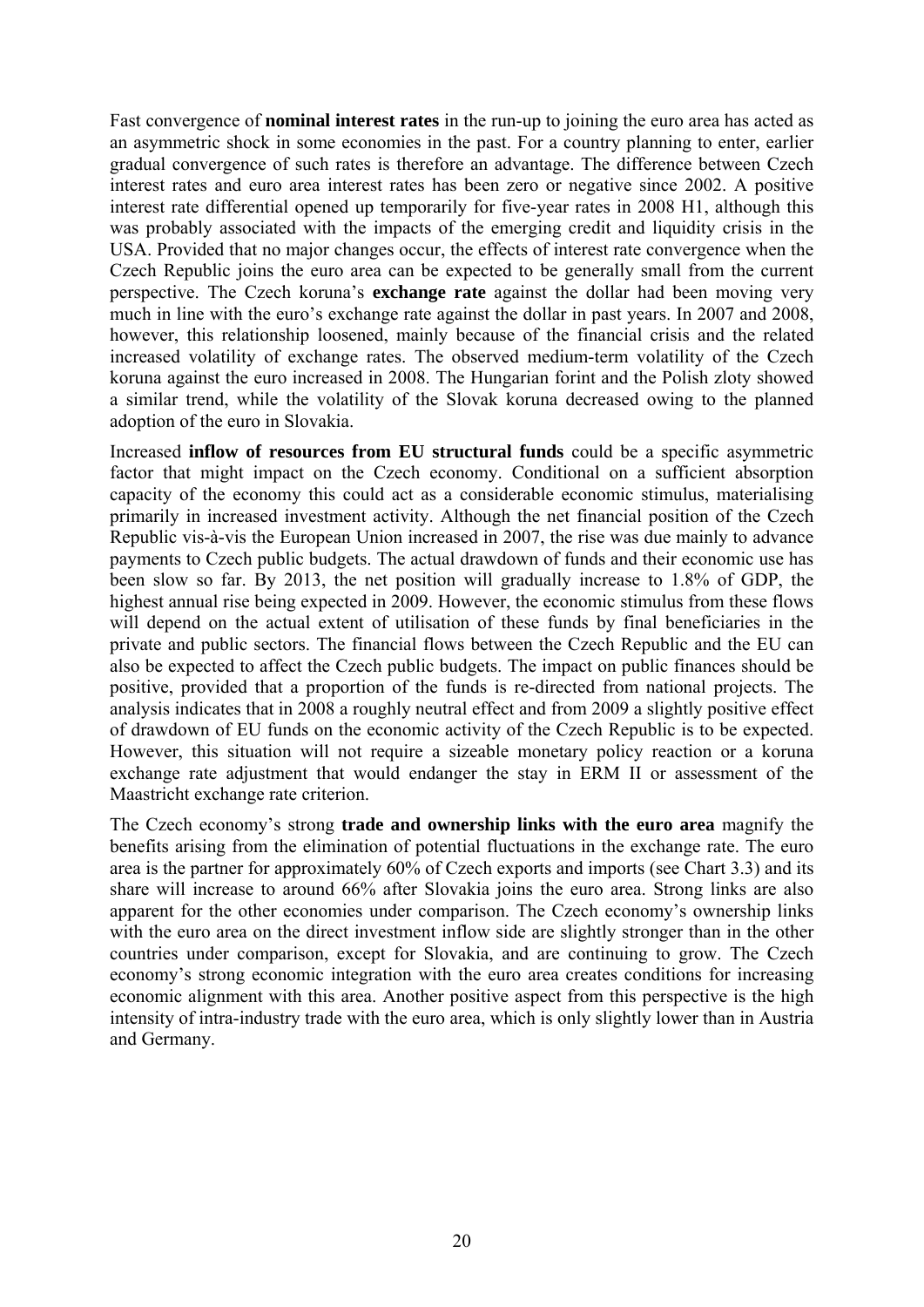Fast convergence of **nominal interest rates** in the run-up to joining the euro area has acted as an asymmetric shock in some economies in the past. For a country planning to enter, earlier gradual convergence of such rates is therefore an advantage. The difference between Czech interest rates and euro area interest rates has been zero or negative since 2002. A positive interest rate differential opened up temporarily for five-year rates in 2008 H1, although this was probably associated with the impacts of the emerging credit and liquidity crisis in the USA. Provided that no major changes occur, the effects of interest rate convergence when the Czech Republic joins the euro area can be expected to be generally small from the current perspective. The Czech koruna's **exchange rate** against the dollar had been moving very much in line with the euro's exchange rate against the dollar in past years. In 2007 and 2008, however, this relationship loosened, mainly because of the financial crisis and the related increased volatility of exchange rates. The observed medium-term volatility of the Czech koruna against the euro increased in 2008. The Hungarian forint and the Polish zloty showed a similar trend, while the volatility of the Slovak koruna decreased owing to the planned adoption of the euro in Slovakia.

Increased **inflow of resources from EU structural funds** could be a specific asymmetric factor that might impact on the Czech economy. Conditional on a sufficient absorption capacity of the economy this could act as a considerable economic stimulus, materialising primarily in increased investment activity. Although the net financial position of the Czech Republic vis-à-vis the European Union increased in 2007, the rise was due mainly to advance payments to Czech public budgets. The actual drawdown of funds and their economic use has been slow so far. By 2013, the net position will gradually increase to 1.8% of GDP, the highest annual rise being expected in 2009. However, the economic stimulus from these flows will depend on the actual extent of utilisation of these funds by final beneficiaries in the private and public sectors. The financial flows between the Czech Republic and the EU can also be expected to affect the Czech public budgets. The impact on public finances should be positive, provided that a proportion of the funds is re-directed from national projects. The analysis indicates that in 2008 a roughly neutral effect and from 2009 a slightly positive effect of drawdown of EU funds on the economic activity of the Czech Republic is to be expected. However, this situation will not require a sizeable monetary policy reaction or a koruna exchange rate adjustment that would endanger the stay in ERM II or assessment of the Maastricht exchange rate criterion.

The Czech economy's strong **trade and ownership links with the euro area** magnify the benefits arising from the elimination of potential fluctuations in the exchange rate. The euro area is the partner for approximately 60% of Czech exports and imports (see Chart 3.3) and its share will increase to around 66% after Slovakia joins the euro area. Strong links are also apparent for the other economies under comparison. The Czech economy's ownership links with the euro area on the direct investment inflow side are slightly stronger than in the other countries under comparison, except for Slovakia, and are continuing to grow. The Czech economy's strong economic integration with the euro area creates conditions for increasing economic alignment with this area. Another positive aspect from this perspective is the high intensity of intra-industry trade with the euro area, which is only slightly lower than in Austria and Germany.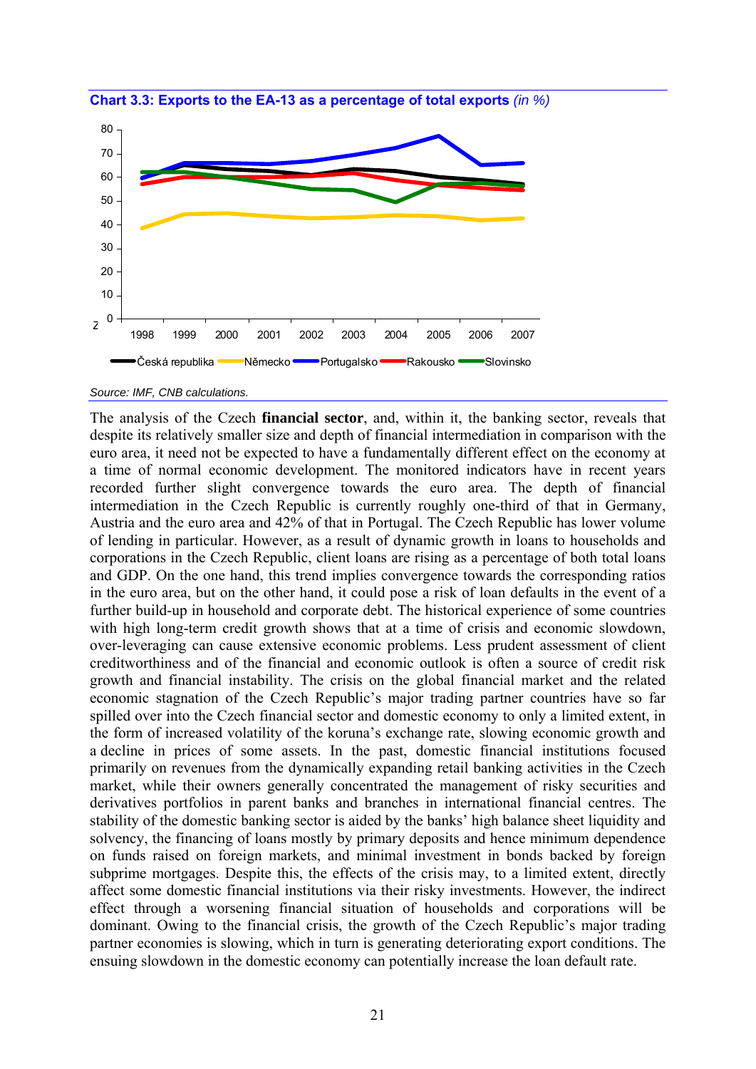**Chart 3.3: Exports to the EA-13 as a percentage of total exports** *(in %)*

*Source: IMF, CNB calculations.*

The analysis of the Czech **financial sector**, and, within it, the banking sector, reveals that despite its relatively smaller size and depth of financial intermediation in comparison with the euro area, it need not be expected to have a fundamentally different effect on the economy at a time of normal economic development. The monitored indicators have in recent years recorded further slight convergence towards the euro area. The depth of financial intermediation in the Czech Republic is currently roughly one-third of that in Germany, Austria and the euro area and 42% of that in Portugal. The Czech Republic has lower volume of lending in particular. However, as a result of dynamic growth in loans to households and corporations in the Czech Republic, client loans are rising as a percentage of both total loans and GDP. On the one hand, this trend implies convergence towards the corresponding ratios in the euro area, but on the other hand, it could pose a risk of loan defaults in the event of a further build-up in household and corporate debt. The historical experience of some countries with high long-term credit growth shows that at a time of crisis and economic slowdown, over-leveraging can cause extensive economic problems. Less prudent assessment of client creditworthiness and of the financial and economic outlook is often a source of credit risk growth and financial instability. The crisis on the global financial market and the related economic stagnation of the Czech Republic's major trading partner countries have so far spilled over into the Czech financial sector and domestic economy to only a limited extent, in the form of increased volatility of the koruna's exchange rate, slowing economic growth and a decline in prices of some assets. In the past, domestic financial institutions focused primarily on revenues from the dynamically expanding retail banking activities in the Czech market, while their owners generally concentrated the management of risky securities and derivatives portfolios in parent banks and branches in international financial centres. The stability of the domestic banking sector is aided by the banks' high balance sheet liquidity and solvency, the financing of loans mostly by primary deposits and hence minimum dependence on funds raised on foreign markets, and minimal investment in bonds backed by foreign subprime mortgages. Despite this, the effects of the crisis may, to a limited extent, directly affect some domestic financial institutions via their risky investments. However, the indirect effect through a worsening financial situation of households and corporations will be dominant. Owing to the financial crisis, the growth of the Czech Republic's major trading partner economies is slowing, which in turn is generating deteriorating export conditions. The ensuing slowdown in the domestic economy can potentially increase the loan default rate.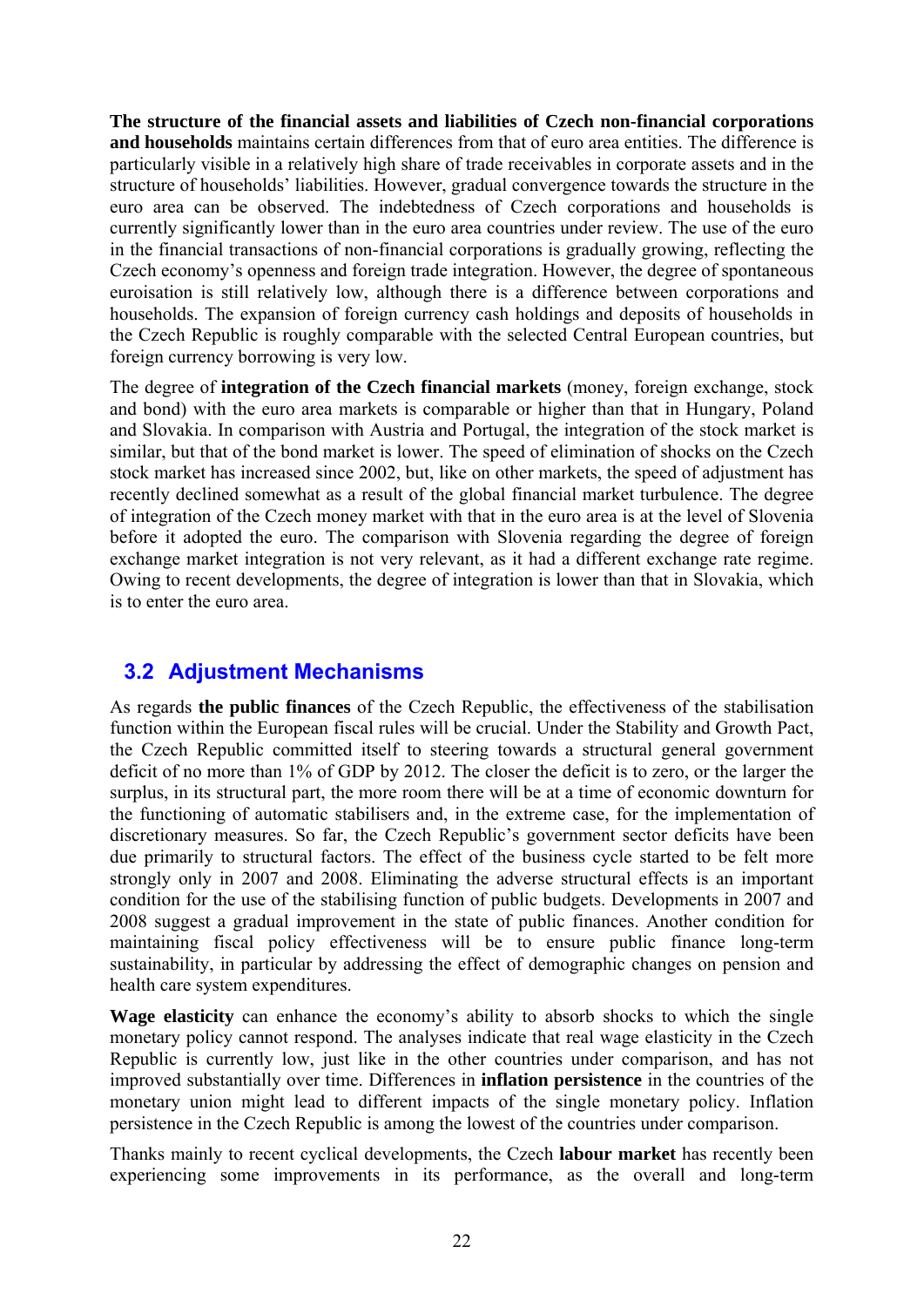**The structure of the financial assets and liabilities of Czech non-financial corporations and households** maintains certain differences from that of euro area entities. The difference is particularly visible in a relatively high share of trade receivables in corporate assets and in the structure of households' liabilities. However, gradual convergence towards the structure in the euro area can be observed. The indebtedness of Czech corporations and households is currently significantly lower than in the euro area countries under review. The use of the euro in the financial transactions of non-financial corporations is gradually growing, reflecting the Czech economy's openness and foreign trade integration. However, the degree of spontaneous euroisation is still relatively low, although there is a difference between corporations and households. The expansion of foreign currency cash holdings and deposits of households in the Czech Republic is roughly comparable with the selected Central European countries, but foreign currency borrowing is very low.

The degree of **integration of the Czech financial markets** (money, foreign exchange, stock and bond) with the euro area markets is comparable or higher than that in Hungary, Poland and Slovakia. In comparison with Austria and Portugal, the integration of the stock market is similar, but that of the bond market is lower. The speed of elimination of shocks on the Czech stock market has increased since 2002, but, like on other markets, the speed of adjustment has recently declined somewhat as a result of the global financial market turbulence. The degree of integration of the Czech money market with that in the euro area is at the level of Slovenia before it adopted the euro. The comparison with Slovenia regarding the degree of foreign exchange market integration is not very relevant, as it had a different exchange rate regime. Owing to recent developments, the degree of integration is lower than that in Slovakia, which is to enter the euro area.

## 3.2 Adjustment Mechanisms

As regards **the public finances** of the Czech Republic, the effectiveness of the stabilisation function within the European fiscal rules will be crucial. Under the Stability and Growth Pact, the Czech Republic committed itself to steering towards a structural general government deficit of no more than 1% of GDP by 2012. The closer the deficit is to zero, or the larger the surplus, in its structural part, the more room there will be at a time of economic downturn for the functioning of automatic stabilisers and, in the extreme case, for the implementation of discretionary measures. So far, the Czech Republic's government sector deficits have been due primarily to structural factors. The effect of the business cycle started to be felt more strongly only in 2007 and 2008. Eliminating the adverse structural effects is an important condition for the use of the stabilising function of public budgets. Developments in 2007 and 2008 suggest a gradual improvement in the state of public finances. Another condition for maintaining fiscal policy effectiveness will be to ensure public finance long-term sustainability, in particular by addressing the effect of demographic changes on pension and health care system expenditures.

**Wage elasticity** can enhance the economy's ability to absorb shocks to which the single monetary policy cannot respond. The analyses indicate that real wage elasticity in the Czech Republic is currently low, just like in the other countries under comparison, and has not improved substantially over time. Differences in **inflation persistence** in the countries of the monetary union might lead to different impacts of the single monetary policy. Inflation persistence in the Czech Republic is among the lowest of the countries under comparison.

Thanks mainly to recent cyclical developments, the Czech **labour market** has recently been experiencing some improvements in its performance, as the overall and long-term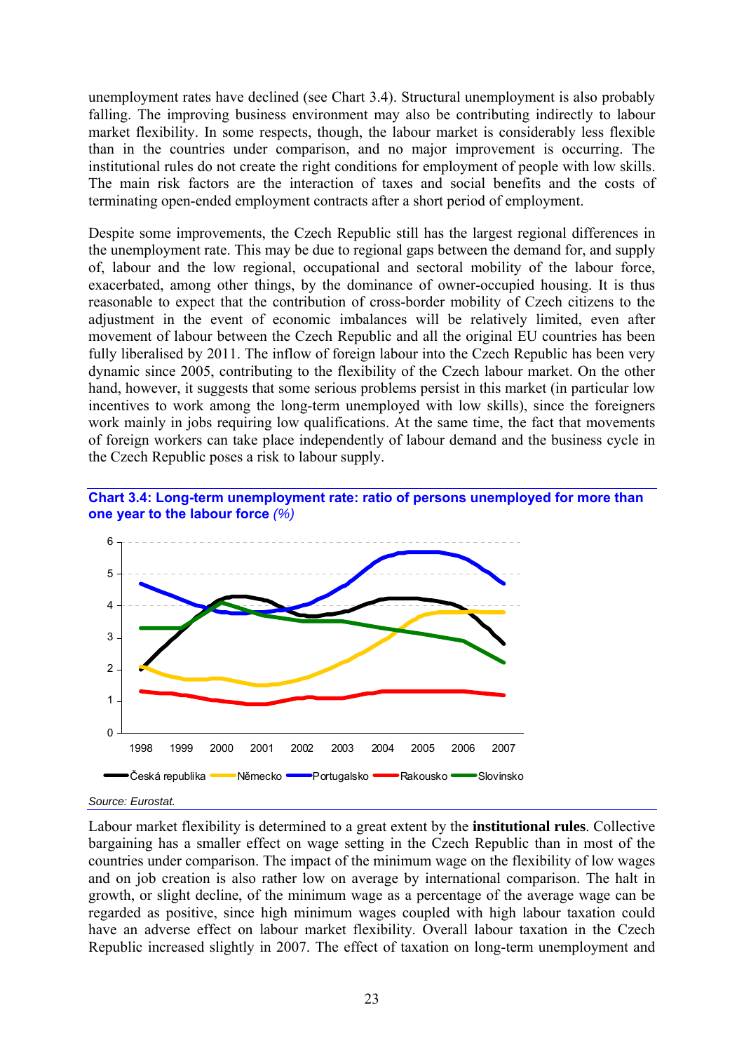unemployment rates have declined (see Chart 3.4). Structural unemployment is also probably falling. The improving business environment may also be contributing indirectly to labour market flexibility. In some respects, though, the labour market is considerably less flexible than in the countries under comparison, and no major improvement is occurring. The institutional rules do not create the right conditions for employment of people with low skills. The main risk factors are the interaction of taxes and social benefits and the costs of terminating open-ended employment contracts after a short period of employment.

Despite some improvements, the Czech Republic still has the largest regional differences in the unemployment rate. This may be due to regional gaps between the demand for, and supply of, labour and the low regional, occupational and sectoral mobility of the labour force, exacerbated, among other things, by the dominance of owner-occupied housing. It is thus reasonable to expect that the contribution of cross-border mobility of Czech citizens to the adjustment in the event of economic imbalances will be relatively limited, even after movement of labour between the Czech Republic and all the original EU countries has been fully liberalised by 2011. The inflow of foreign labour into the Czech Republic has been very dynamic since 2005, contributing to the flexibility of the Czech labour market. On the other hand, however, it suggests that some serious problems persist in this market (in particular low incentives to work among the long-term unemployed with low skills), since the foreigners work mainly in jobs requiring low qualifications. At the same time, the fact that movements of foreign workers can take place independently of labour demand and the business cycle in the Czech Republic poses a risk to labour supply.

**Chart 3.4: Long-term unemployment rate: ratio of persons unemployed for more than one year to the labour force** *(%)*

*Source: Eurostat.*

Labour market flexibility is determined to a great extent by the **institutional rules**. Collective bargaining has a smaller effect on wage setting in the Czech Republic than in most of the countries under comparison. The impact of the minimum wage on the flexibility of low wages and on job creation is also rather low on average by international comparison. The halt in growth, or slight decline, of the minimum wage as a percentage of the average wage can be regarded as positive, since high minimum wages coupled with high labour taxation could have an adverse effect on labour market flexibility. Overall labour taxation in the Czech Republic increased slightly in 2007. The effect of taxation on long-term unemployment and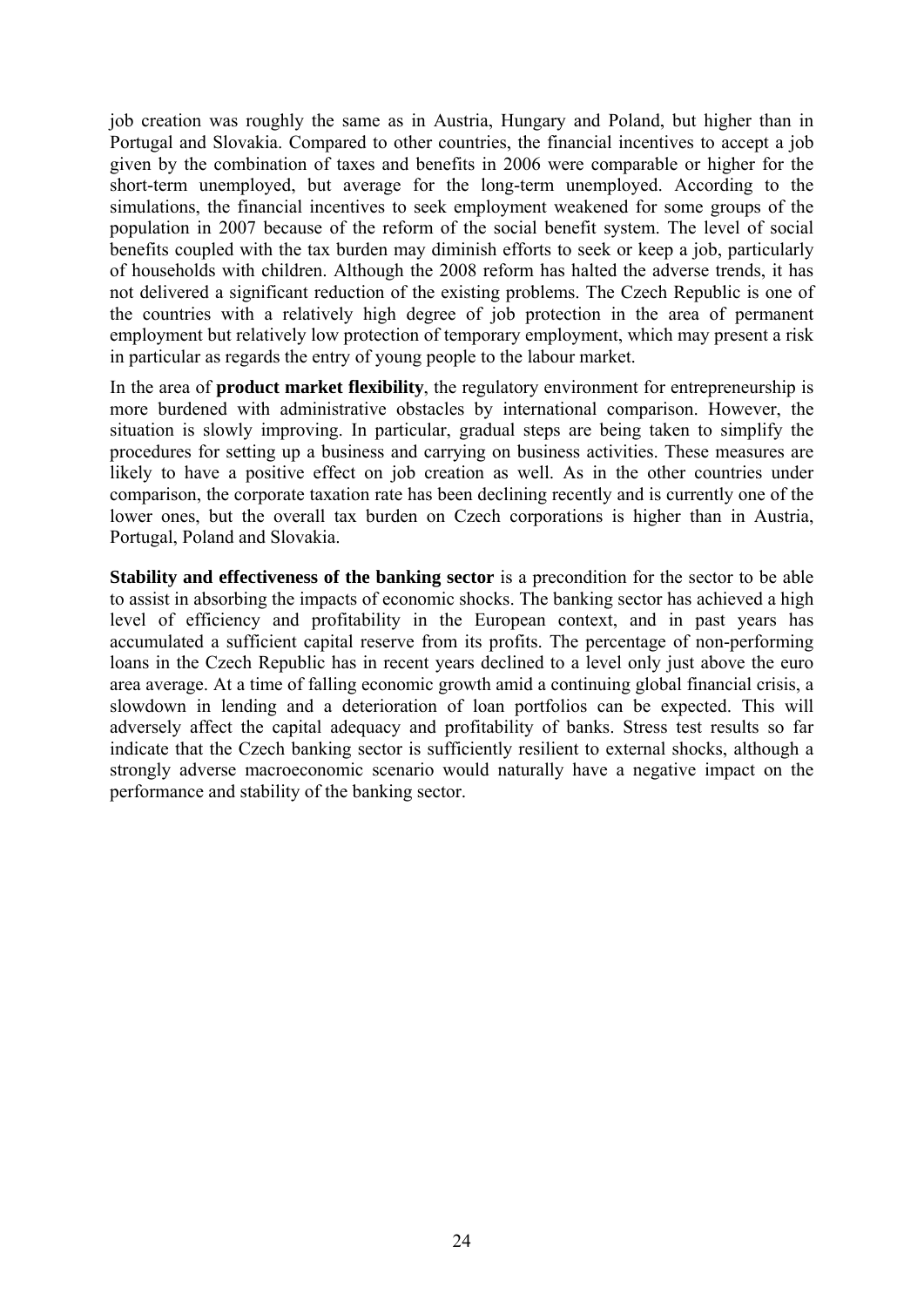job creation was roughly the same as in Austria, Hungary and Poland, but higher than in Portugal and Slovakia. Compared to other countries, the financial incentives to accept a job given by the combination of taxes and benefits in 2006 were comparable or higher for the short-term unemployed, but average for the long-term unemployed. According to the simulations, the financial incentives to seek employment weakened for some groups of the population in 2007 because of the reform of the social benefit system. The level of social benefits coupled with the tax burden may diminish efforts to seek or keep a job, particularly of households with children. Although the 2008 reform has halted the adverse trends, it has not delivered a significant reduction of the existing problems. The Czech Republic is one of the countries with a relatively high degree of job protection in the area of permanent employment but relatively low protection of temporary employment, which may present a risk in particular as regards the entry of young people to the labour market.

In the area of **product market flexibility**, the regulatory environment for entrepreneurship is more burdened with administrative obstacles by international comparison. However, the situation is slowly improving. In particular, gradual steps are being taken to simplify the procedures for setting up a business and carrying on business activities. These measures are likely to have a positive effect on job creation as well. As in the other countries under comparison, the corporate taxation rate has been declining recently and is currently one of the lower ones, but the overall tax burden on Czech corporations is higher than in Austria, Portugal, Poland and Slovakia.

**Stability and effectiveness of the banking sector** is a precondition for the sector to be able to assist in absorbing the impacts of economic shocks. The banking sector has achieved a high level of efficiency and profitability in the European context, and in past years has accumulated a sufficient capital reserve from its profits. The percentage of non-performing loans in the Czech Republic has in recent years declined to a level only just above the euro area average. At a time of falling economic growth amid a continuing global financial crisis, a slowdown in lending and a deterioration of loan portfolios can be expected. This will adversely affect the capital adequacy and profitability of banks. Stress test results so far indicate that the Czech banking sector is sufficiently resilient to external shocks, although a strongly adverse macroeconomic scenario would naturally have a negative impact on the performance and stability of the banking sector.